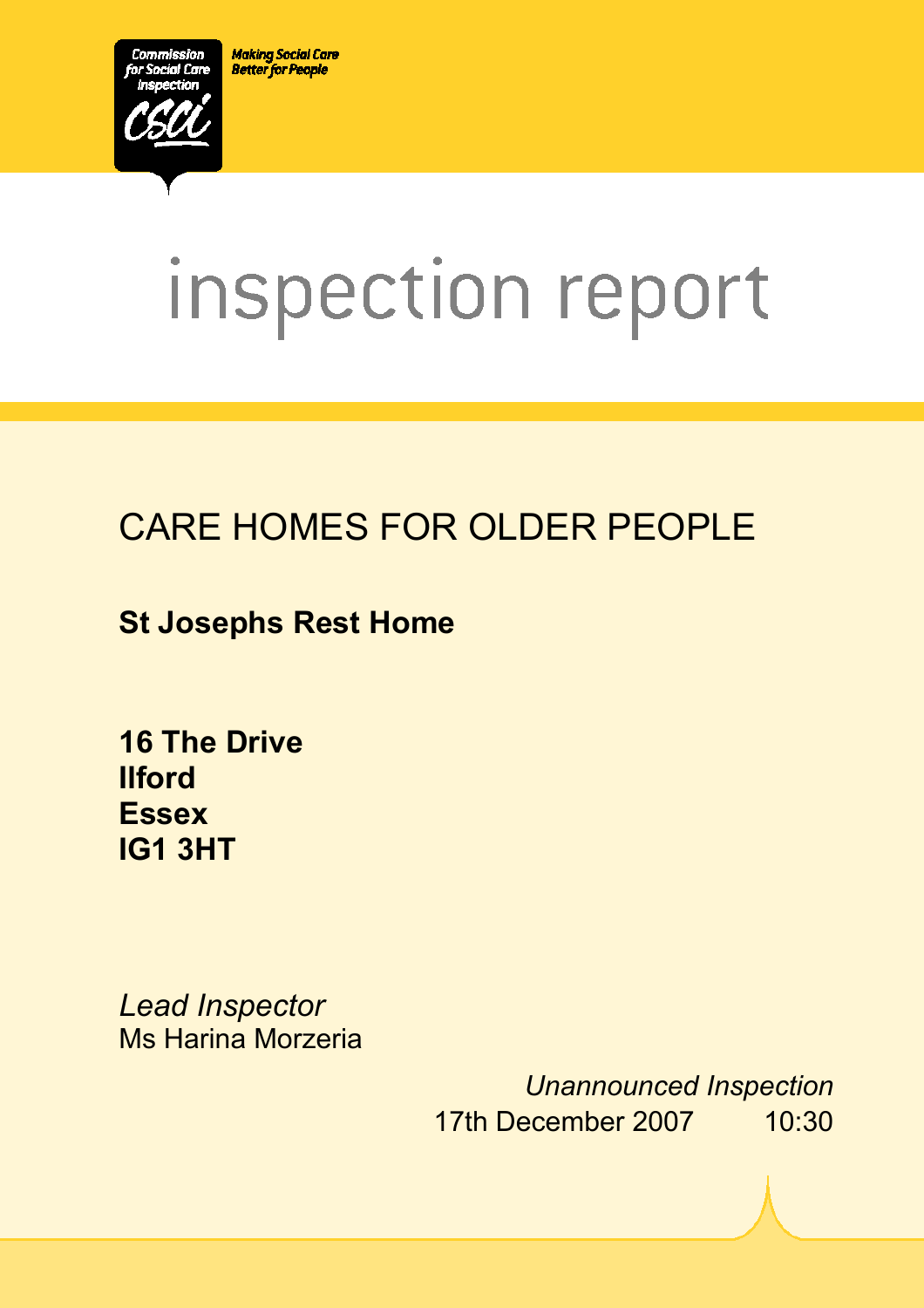Commission for Social Care Inspection

Making Social Care Better for People

# inspection report

## CARE HOMES FOR OLDER PEOPLE

**St Josephs Rest Home**

**16 The Drive**
**Ilford**
**Essex**
**IG1 3HT**

*Lead Inspector*
Ms Harina Morzeria

*Unannounced Inspection*
17th December 2007 10:30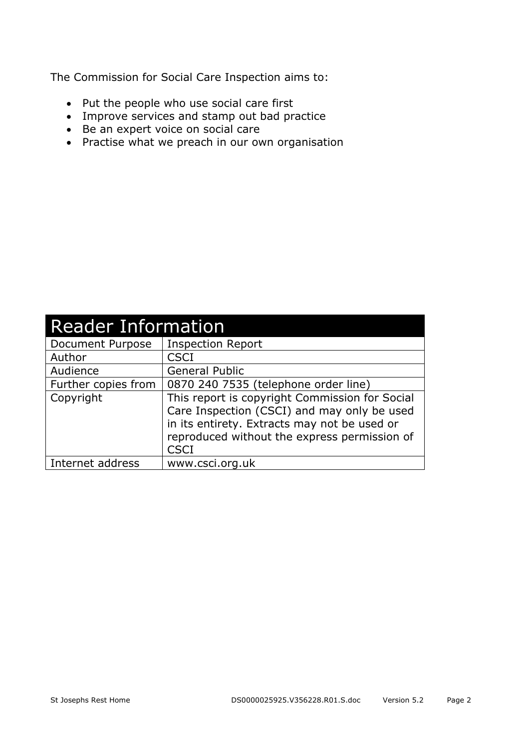The Commission for Social Care Inspection aims to:

- Put the people who use social care first
- Improve services and stamp out bad practice
- Be an expert voice on social care
- Practise what we preach in our own organisation

| Reader Information | |
|---|---|
| Document Purpose | Inspection Report |
| Author | CSCI |
| Audience | General Public |
| Further copies from | 0870 240 7535 (telephone order line) |
| Copyright | This report is copyright Commission for Social Care Inspection (CSCI) and may only be used in its entirety. Extracts may not be used or reproduced without the express permission of CSCI |
| Internet address | www.csci.org.uk |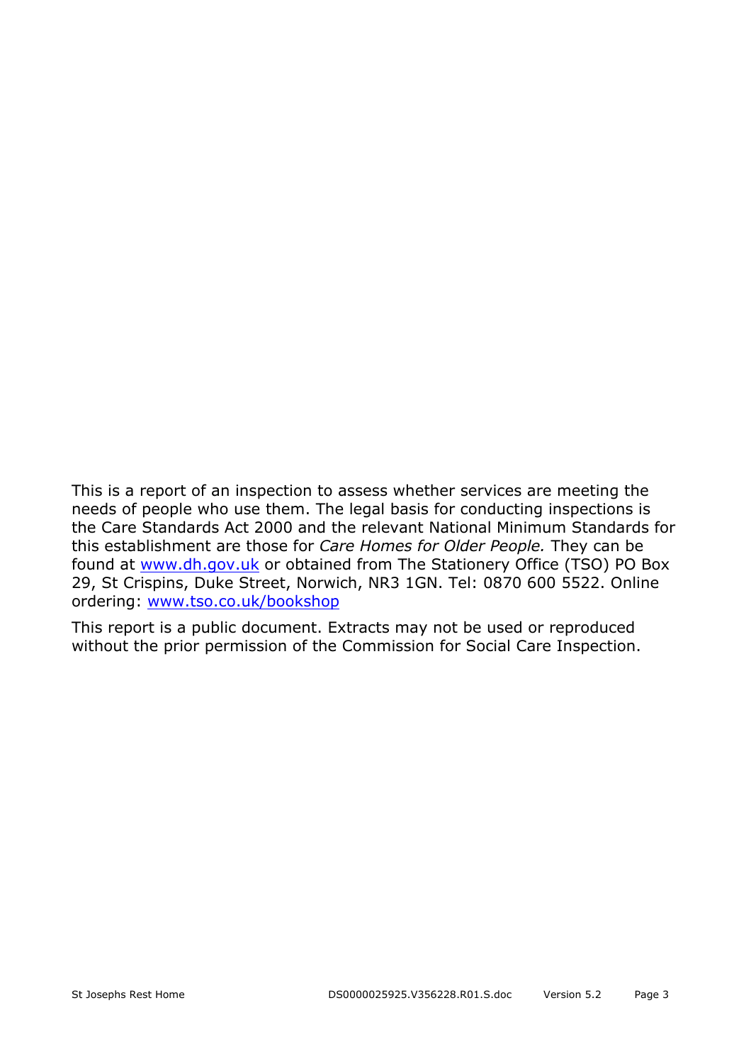This is a report of an inspection to assess whether services are meeting the needs of people who use them. The legal basis for conducting inspections is the Care Standards Act 2000 and the relevant National Minimum Standards for this establishment are those for *Care Homes for Older People.* They can be found at www.dh.gov.uk or obtained from The Stationery Office (TSO) PO Box 29, St Crispins, Duke Street, Norwich, NR3 1GN. Tel: 0870 600 5522. Online ordering: www.tso.co.uk/bookshop

This report is a public document. Extracts may not be used or reproduced without the prior permission of the Commission for Social Care Inspection.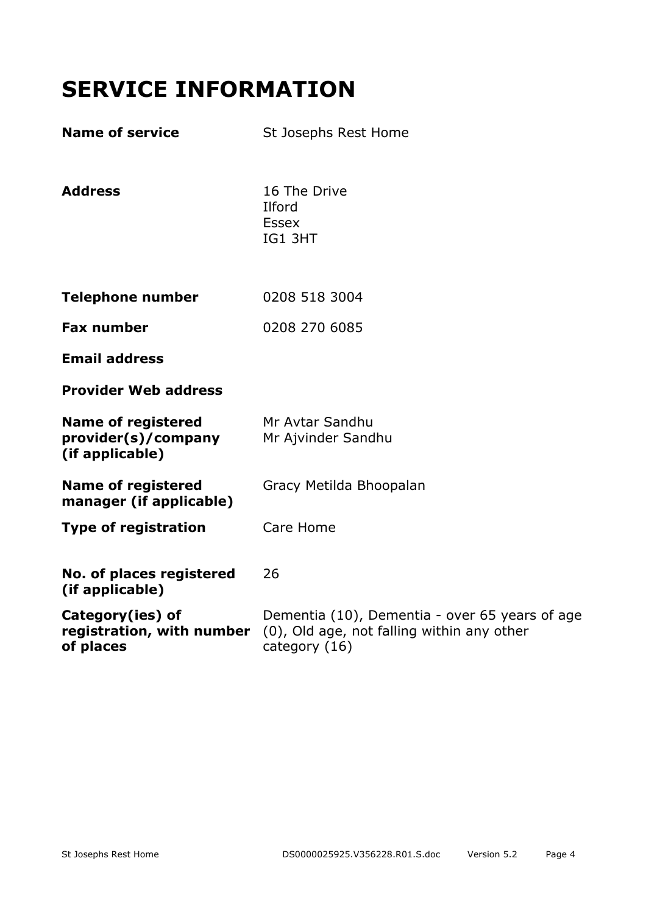# SERVICE INFORMATION

| | |
|---|---|
| **Name of service** | St Josephs Rest Home |
| **Address** | 16 The Drive<br>Ilford<br>Essex<br>IG1 3HT |
| **Telephone number** | 0208 518 3004 |
| **Fax number** | 0208 270 6085 |
| **Email address** | |
| **Provider Web address** | |
| **Name of registered provider(s)/company (if applicable)** | Mr Avtar Sandhu<br>Mr Ajvinder Sandhu |
| **Name of registered manager (if applicable)** | Gracy Metilda Bhoopalan |
| **Type of registration** | Care Home |
| **No. of places registered (if applicable)** | 26 |
| **Category(ies) of registration, with number of places** | Dementia (10), Dementia - over 65 years of age (0), Old age, not falling within any other category (16) |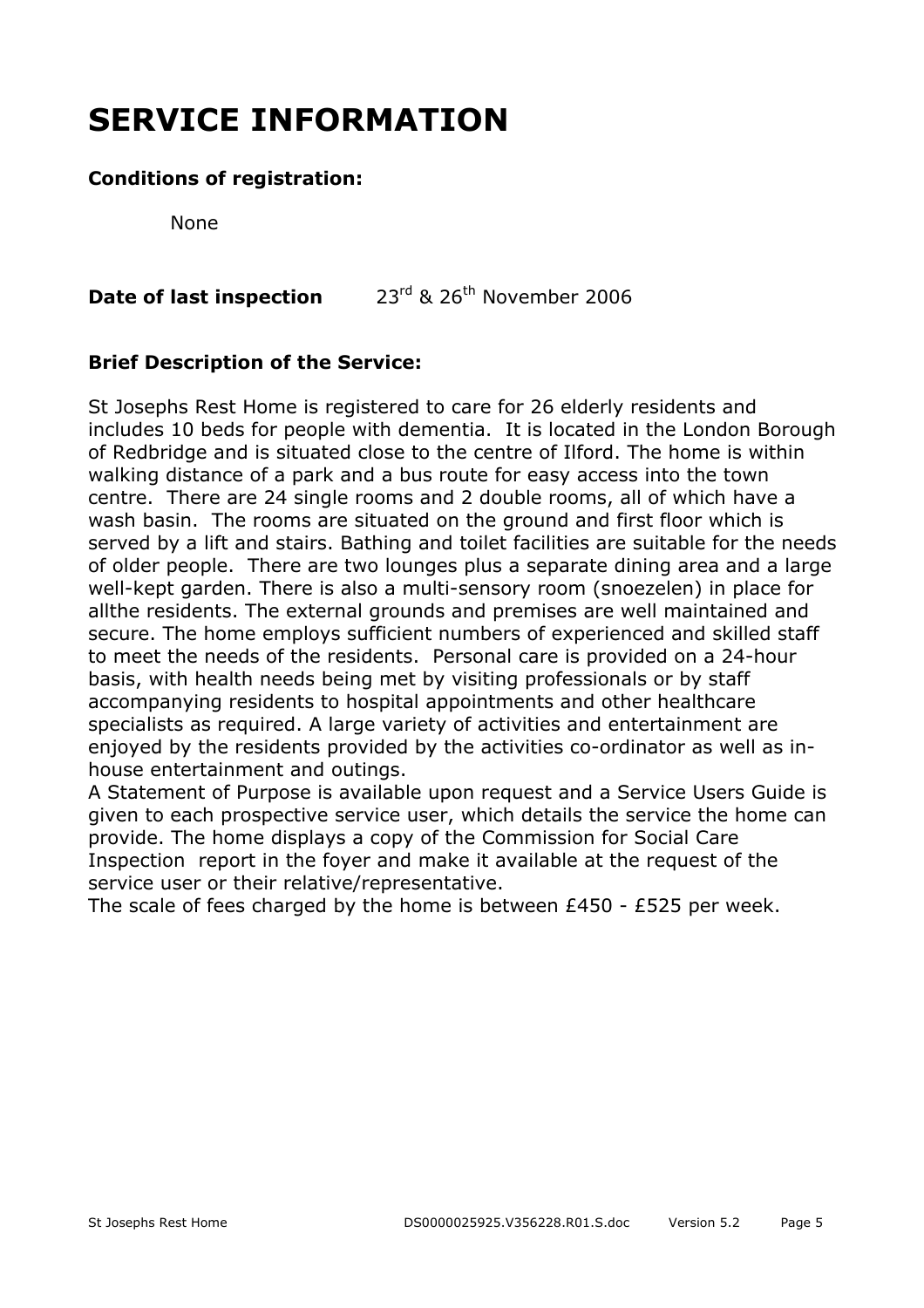# SERVICE INFORMATION

**Conditions of registration:**

None

**Date of last inspection** 23rd & 26th November 2006

**Brief Description of the Service:**

St Josephs Rest Home is registered to care for 26 elderly residents and includes 10 beds for people with dementia. It is located in the London Borough of Redbridge and is situated close to the centre of Ilford. The home is within walking distance of a park and a bus route for easy access into the town centre. There are 24 single rooms and 2 double rooms, all of which have a wash basin. The rooms are situated on the ground and first floor which is served by a lift and stairs. Bathing and toilet facilities are suitable for the needs of older people. There are two lounges plus a separate dining area and a large well-kept garden. There is also a multi-sensory room (snoezelen) in place for allthe residents. The external grounds and premises are well maintained and secure. The home employs sufficient numbers of experienced and skilled staff to meet the needs of the residents. Personal care is provided on a 24-hour basis, with health needs being met by visiting professionals or by staff accompanying residents to hospital appointments and other healthcare specialists as required. A large variety of activities and entertainment are enjoyed by the residents provided by the activities co-ordinator as well as in-house entertainment and outings.

A Statement of Purpose is available upon request and a Service Users Guide is given to each prospective service user, which details the service the home can provide. The home displays a copy of the Commission for Social Care Inspection report in the foyer and make it available at the request of the service user or their relative/representative.

The scale of fees charged by the home is between £450 - £525 per week.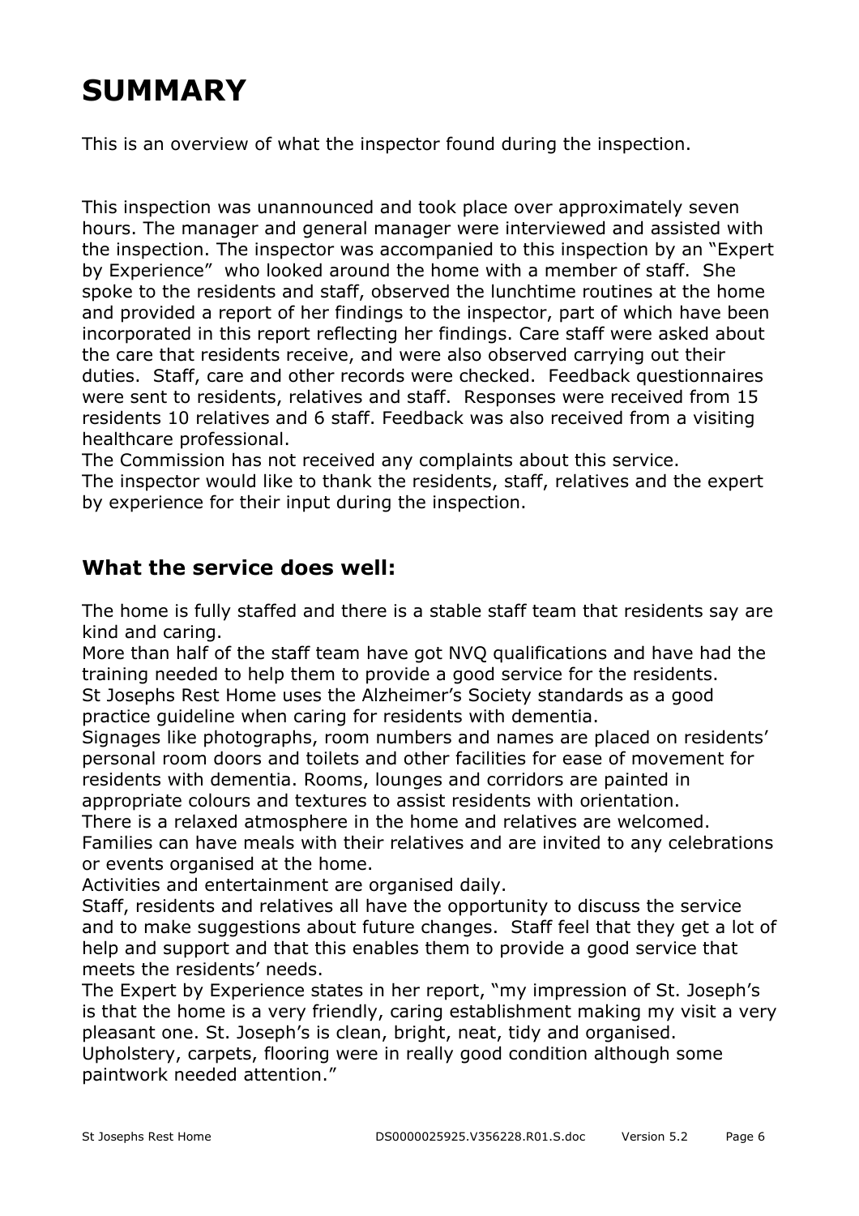# SUMMARY

This is an overview of what the inspector found during the inspection.

This inspection was unannounced and took place over approximately seven hours. The manager and general manager were interviewed and assisted with the inspection. The inspector was accompanied to this inspection by an "Expert by Experience" who looked around the home with a member of staff. She spoke to the residents and staff, observed the lunchtime routines at the home and provided a report of her findings to the inspector, part of which have been incorporated in this report reflecting her findings. Care staff were asked about the care that residents receive, and were also observed carrying out their duties. Staff, care and other records were checked. Feedback questionnaires were sent to residents, relatives and staff. Responses were received from 15 residents 10 relatives and 6 staff. Feedback was also received from a visiting healthcare professional.
The Commission has not received any complaints about this service.
The inspector would like to thank the residents, staff, relatives and the expert by experience for their input during the inspection.

## What the service does well:

The home is fully staffed and there is a stable staff team that residents say are kind and caring.
More than half of the staff team have got NVQ qualifications and have had the training needed to help them to provide a good service for the residents.
St Josephs Rest Home uses the Alzheimer's Society standards as a good practice guideline when caring for residents with dementia.
Signages like photographs, room numbers and names are placed on residents' personal room doors and toilets and other facilities for ease of movement for residents with dementia. Rooms, lounges and corridors are painted in appropriate colours and textures to assist residents with orientation.
There is a relaxed atmosphere in the home and relatives are welcomed. Families can have meals with their relatives and are invited to any celebrations or events organised at the home.
Activities and entertainment are organised daily.
Staff, residents and relatives all have the opportunity to discuss the service and to make suggestions about future changes. Staff feel that they get a lot of help and support and that this enables them to provide a good service that meets the residents' needs.
The Expert by Experience states in her report, "my impression of St. Joseph's is that the home is a very friendly, caring establishment making my visit a very pleasant one. St. Joseph's is clean, bright, neat, tidy and organised. Upholstery, carpets, flooring were in really good condition although some paintwork needed attention."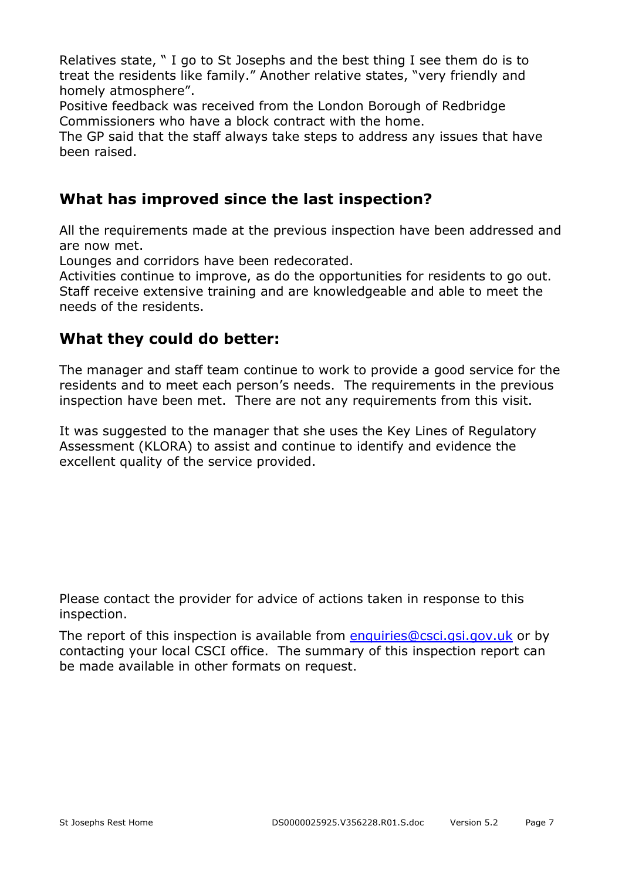Relatives state, " I go to St Josephs and the best thing I see them do is to treat the residents like family." Another relative states, "very friendly and homely atmosphere".
Positive feedback was received from the London Borough of Redbridge Commissioners who have a block contract with the home.
The GP said that the staff always take steps to address any issues that have been raised.

## What has improved since the last inspection?

All the requirements made at the previous inspection have been addressed and are now met.
Lounges and corridors have been redecorated.
Activities continue to improve, as do the opportunities for residents to go out.
Staff receive extensive training and are knowledgeable and able to meet the needs of the residents.

## What they could do better:

The manager and staff team continue to work to provide a good service for the residents and to meet each person's needs. The requirements in the previous inspection have been met. There are not any requirements from this visit.

It was suggested to the manager that she uses the Key Lines of Regulatory Assessment (KLORA) to assist and continue to identify and evidence the excellent quality of the service provided.

Please contact the provider for advice of actions taken in response to this inspection.

The report of this inspection is available from enquiries@csci.gsi.gov.uk or by contacting your local CSCI office. The summary of this inspection report can be made available in other formats on request.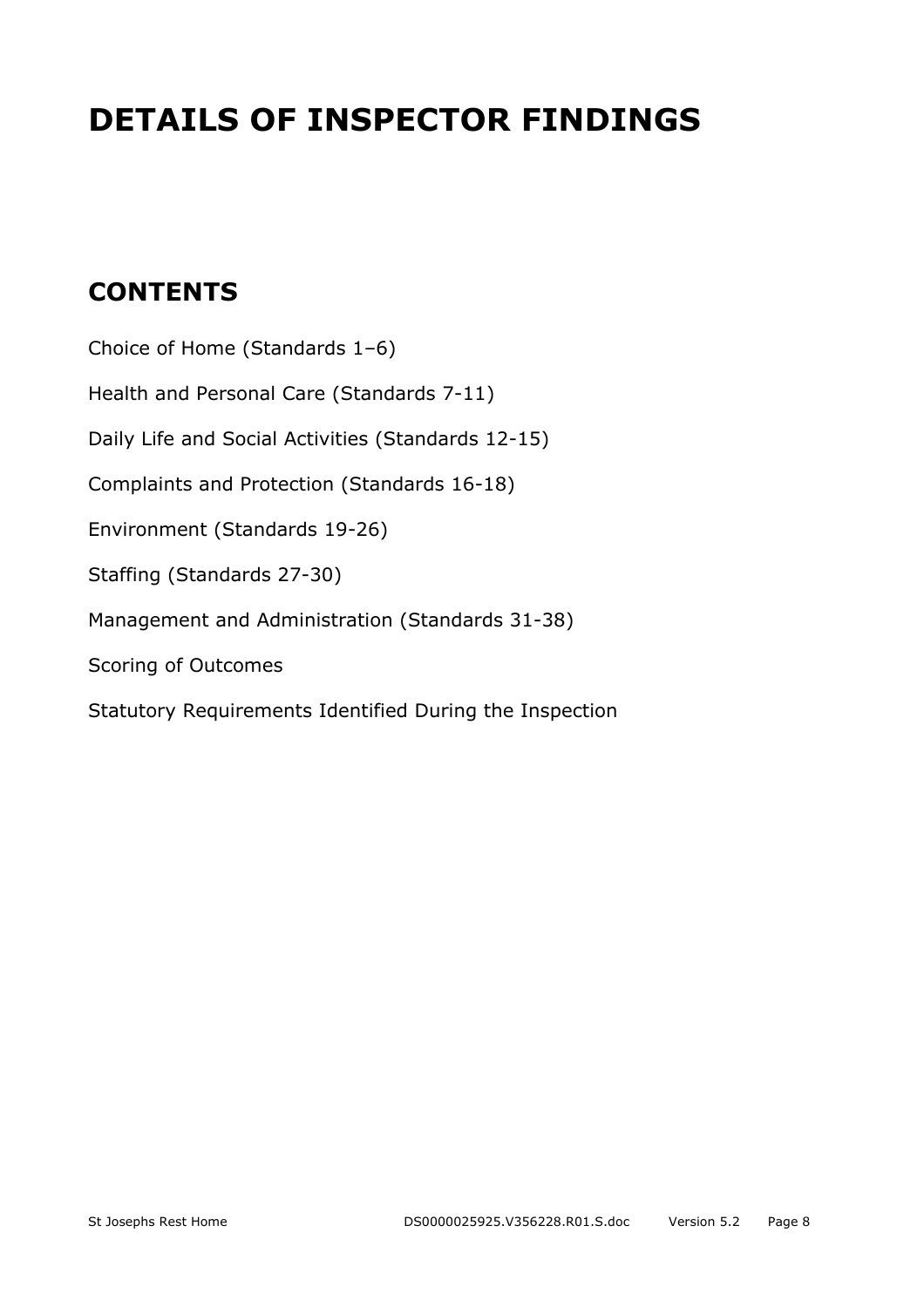# DETAILS OF INSPECTOR FINDINGS

## CONTENTS

Choice of Home (Standards 1–6)

Health and Personal Care (Standards 7-11)

Daily Life and Social Activities (Standards 12-15)

Complaints and Protection (Standards 16-18)

Environment (Standards 19-26)

Staffing (Standards 27-30)

Management and Administration (Standards 31-38)

Scoring of Outcomes

Statutory Requirements Identified During the Inspection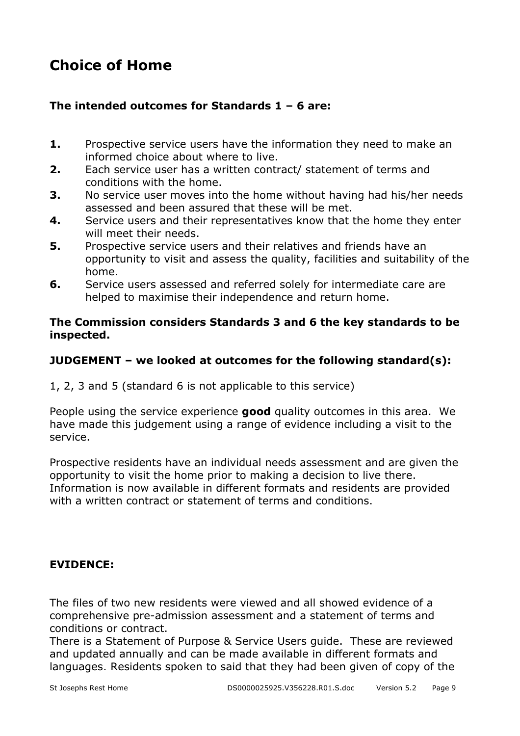# Choice of Home

**The intended outcomes for Standards 1 – 6 are:**

1. Prospective service users have the information they need to make an informed choice about where to live.
2. Each service user has a written contract/ statement of terms and conditions with the home.
3. No service user moves into the home without having had his/her needs assessed and been assured that these will be met.
4. Service users and their representatives know that the home they enter will meet their needs.
5. Prospective service users and their relatives and friends have an opportunity to visit and assess the quality, facilities and suitability of the home.
6. Service users assessed and referred solely for intermediate care are helped to maximise their independence and return home.

**The Commission considers Standards 3 and 6 the key standards to be inspected.**

**JUDGEMENT – we looked at outcomes for the following standard(s):**

1, 2, 3 and 5 (standard 6 is not applicable to this service)

People using the service experience **good** quality outcomes in this area. We have made this judgement using a range of evidence including a visit to the service.

Prospective residents have an individual needs assessment and are given the opportunity to visit the home prior to making a decision to live there. Information is now available in different formats and residents are provided with a written contract or statement of terms and conditions.

**EVIDENCE:**

The files of two new residents were viewed and all showed evidence of a comprehensive pre-admission assessment and a statement of terms and conditions or contract.
There is a Statement of Purpose & Service Users guide. These are reviewed and updated annually and can be made available in different formats and languages. Residents spoken to said that they had been given of copy of the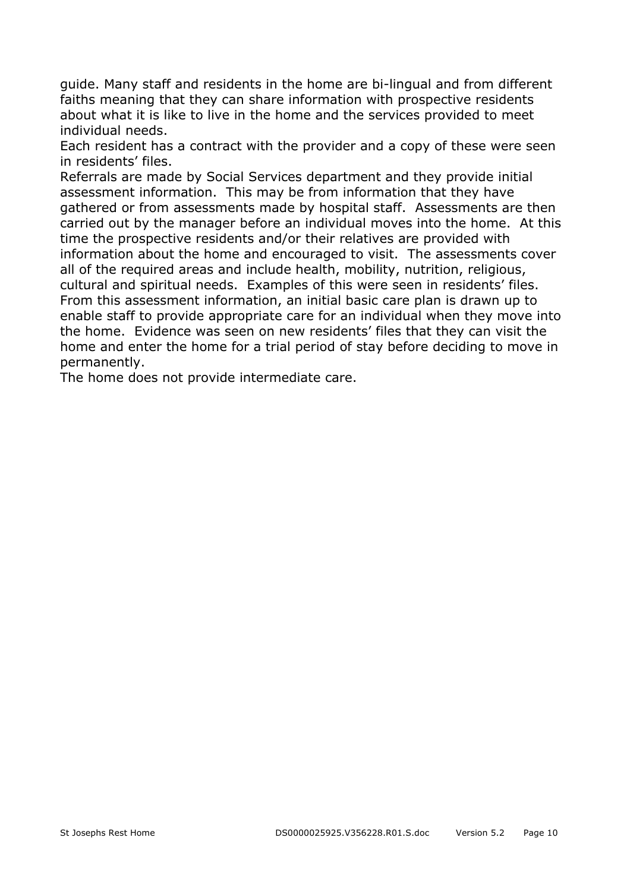guide. Many staff and residents in the home are bi-lingual and from different faiths meaning that they can share information with prospective residents about what it is like to live in the home and the services provided to meet individual needs.

Each resident has a contract with the provider and a copy of these were seen in residents' files.

Referrals are made by Social Services department and they provide initial assessment information. This may be from information that they have gathered or from assessments made by hospital staff. Assessments are then carried out by the manager before an individual moves into the home. At this time the prospective residents and/or their relatives are provided with information about the home and encouraged to visit. The assessments cover all of the required areas and include health, mobility, nutrition, religious, cultural and spiritual needs. Examples of this were seen in residents' files. From this assessment information, an initial basic care plan is drawn up to enable staff to provide appropriate care for an individual when they move into the home. Evidence was seen on new residents' files that they can visit the home and enter the home for a trial period of stay before deciding to move in permanently.

The home does not provide intermediate care.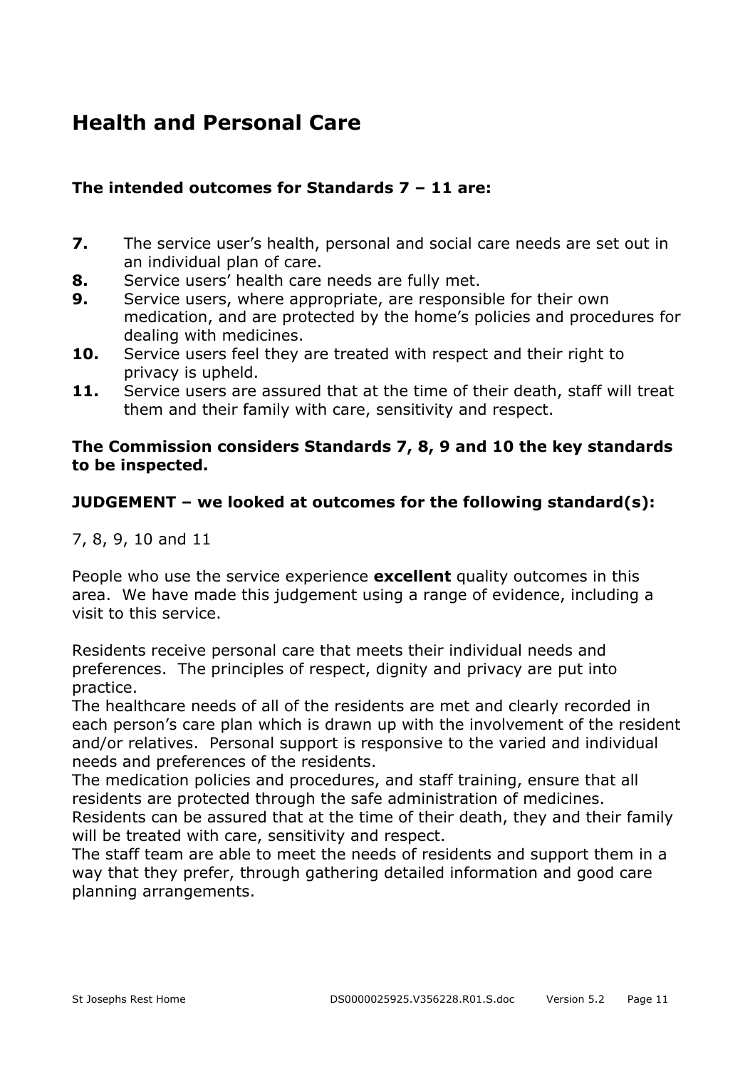## Health and Personal Care

**The intended outcomes for Standards 7 – 11 are:**

**7.** The service user's health, personal and social care needs are set out in an individual plan of care.
**8.** Service users' health care needs are fully met.
**9.** Service users, where appropriate, are responsible for their own medication, and are protected by the home's policies and procedures for dealing with medicines.
**10.** Service users feel they are treated with respect and their right to privacy is upheld.
**11.** Service users are assured that at the time of their death, staff will treat them and their family with care, sensitivity and respect.

**The Commission considers Standards 7, 8, 9 and 10 the key standards to be inspected.**

**JUDGEMENT – we looked at outcomes for the following standard(s):**

7, 8, 9, 10 and 11

People who use the service experience **excellent** quality outcomes in this area. We have made this judgement using a range of evidence, including a visit to this service.

Residents receive personal care that meets their individual needs and preferences. The principles of respect, dignity and privacy are put into practice.
The healthcare needs of all of the residents are met and clearly recorded in each person's care plan which is drawn up with the involvement of the resident and/or relatives. Personal support is responsive to the varied and individual needs and preferences of the residents.
The medication policies and procedures, and staff training, ensure that all residents are protected through the safe administration of medicines.
Residents can be assured that at the time of their death, they and their family will be treated with care, sensitivity and respect.
The staff team are able to meet the needs of residents and support them in a way that they prefer, through gathering detailed information and good care planning arrangements.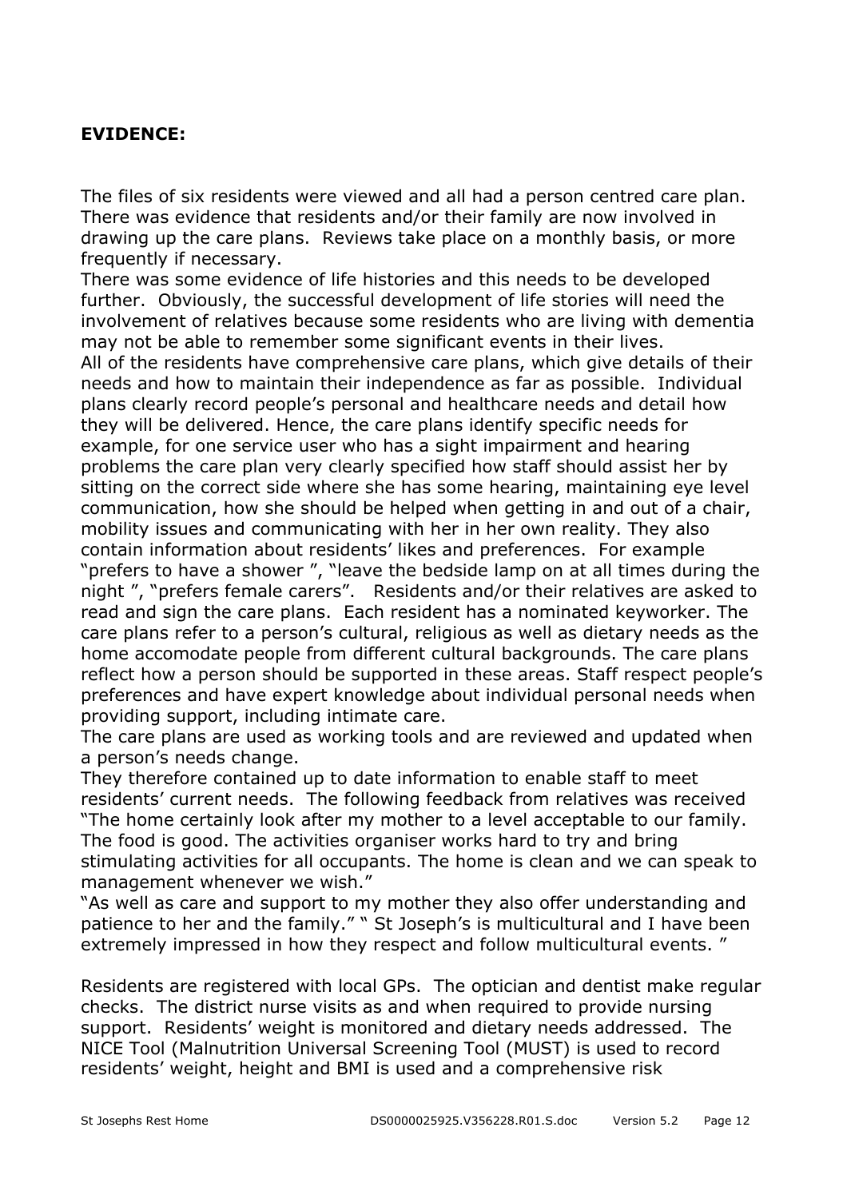**EVIDENCE:**

The files of six residents were viewed and all had a person centred care plan. There was evidence that residents and/or their family are now involved in drawing up the care plans. Reviews take place on a monthly basis, or more frequently if necessary.

There was some evidence of life histories and this needs to be developed further. Obviously, the successful development of life stories will need the involvement of relatives because some residents who are living with dementia may not be able to remember some significant events in their lives.

All of the residents have comprehensive care plans, which give details of their needs and how to maintain their independence as far as possible. Individual plans clearly record people's personal and healthcare needs and detail how they will be delivered. Hence, the care plans identify specific needs for example, for one service user who has a sight impairment and hearing problems the care plan very clearly specified how staff should assist her by sitting on the correct side where she has some hearing, maintaining eye level communication, how she should be helped when getting in and out of a chair, mobility issues and communicating with her in her own reality. They also contain information about residents' likes and preferences. For example "prefers to have a shower ", "leave the bedside lamp on at all times during the night ", "prefers female carers". Residents and/or their relatives are asked to read and sign the care plans. Each resident has a nominated keyworker. The care plans refer to a person's cultural, religious as well as dietary needs as the home accomodate people from different cultural backgrounds. The care plans reflect how a person should be supported in these areas. Staff respect people's preferences and have expert knowledge about individual personal needs when providing support, including intimate care.

The care plans are used as working tools and are reviewed and updated when a person's needs change.

They therefore contained up to date information to enable staff to meet residents' current needs. The following feedback from relatives was received "The home certainly look after my mother to a level acceptable to our family. The food is good. The activities organiser works hard to try and bring stimulating activities for all occupants. The home is clean and we can speak to management whenever we wish."

"As well as care and support to my mother they also offer understanding and patience to her and the family." " St Joseph's is multicultural and I have been extremely impressed in how they respect and follow multicultural events. "

Residents are registered with local GPs. The optician and dentist make regular checks. The district nurse visits as and when required to provide nursing support. Residents' weight is monitored and dietary needs addressed. The NICE Tool (Malnutrition Universal Screening Tool (MUST) is used to record residents' weight, height and BMI is used and a comprehensive risk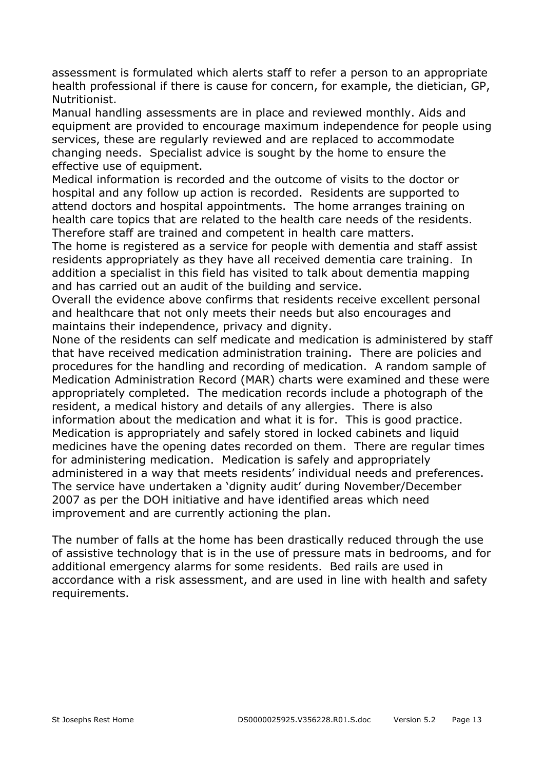assessment is formulated which alerts staff to refer a person to an appropriate health professional if there is cause for concern, for example, the dietician, GP, Nutritionist.

Manual handling assessments are in place and reviewed monthly. Aids and equipment are provided to encourage maximum independence for people using services, these are regularly reviewed and are replaced to accommodate changing needs. Specialist advice is sought by the home to ensure the effective use of equipment.

Medical information is recorded and the outcome of visits to the doctor or hospital and any follow up action is recorded. Residents are supported to attend doctors and hospital appointments. The home arranges training on health care topics that are related to the health care needs of the residents. Therefore staff are trained and competent in health care matters.

The home is registered as a service for people with dementia and staff assist residents appropriately as they have all received dementia care training. In addition a specialist in this field has visited to talk about dementia mapping and has carried out an audit of the building and service.

Overall the evidence above confirms that residents receive excellent personal and healthcare that not only meets their needs but also encourages and maintains their independence, privacy and dignity.

None of the residents can self medicate and medication is administered by staff that have received medication administration training. There are policies and procedures for the handling and recording of medication. A random sample of Medication Administration Record (MAR) charts were examined and these were appropriately completed. The medication records include a photograph of the resident, a medical history and details of any allergies. There is also information about the medication and what it is for. This is good practice. Medication is appropriately and safely stored in locked cabinets and liquid medicines have the opening dates recorded on them. There are regular times for administering medication. Medication is safely and appropriately administered in a way that meets residents' individual needs and preferences. The service have undertaken a 'dignity audit' during November/December 2007 as per the DOH initiative and have identified areas which need improvement and are currently actioning the plan.

The number of falls at the home has been drastically reduced through the use of assistive technology that is in the use of pressure mats in bedrooms, and for additional emergency alarms for some residents. Bed rails are used in accordance with a risk assessment, and are used in line with health and safety requirements.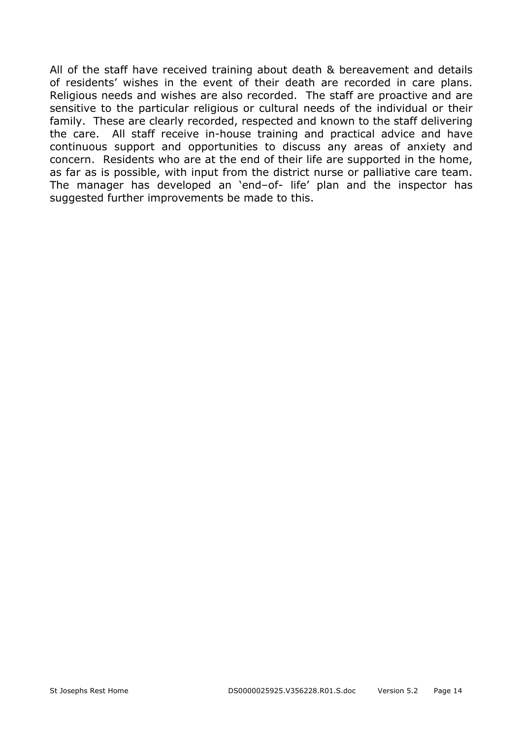All of the staff have received training about death & bereavement and details of residents' wishes in the event of their death are recorded in care plans. Religious needs and wishes are also recorded. The staff are proactive and are sensitive to the particular religious or cultural needs of the individual or their family. These are clearly recorded, respected and known to the staff delivering the care. All staff receive in-house training and practical advice and have continuous support and opportunities to discuss any areas of anxiety and concern. Residents who are at the end of their life are supported in the home, as far as is possible, with input from the district nurse or palliative care team. The manager has developed an 'end–of- life' plan and the inspector has suggested further improvements be made to this.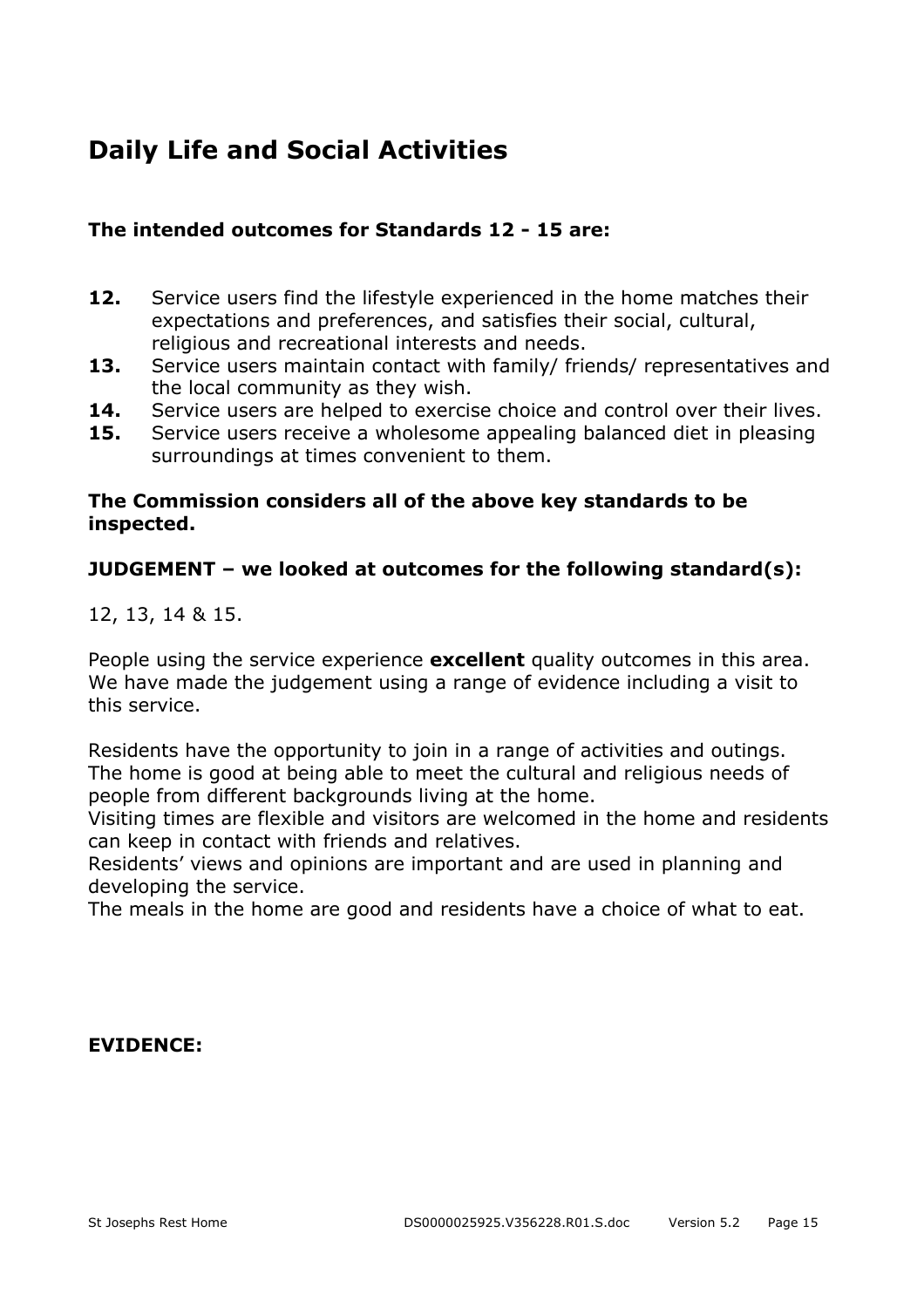## Daily Life and Social Activities

**The intended outcomes for Standards 12 - 15 are:**

- **12.** Service users find the lifestyle experienced in the home matches their expectations and preferences, and satisfies their social, cultural, religious and recreational interests and needs.
- **13.** Service users maintain contact with family/ friends/ representatives and the local community as they wish.
- **14.** Service users are helped to exercise choice and control over their lives.
- **15.** Service users receive a wholesome appealing balanced diet in pleasing surroundings at times convenient to them.

**The Commission considers all of the above key standards to be inspected.**

**JUDGEMENT – we looked at outcomes for the following standard(s):**

12, 13, 14 & 15.

People using the service experience **excellent** quality outcomes in this area. We have made the judgement using a range of evidence including a visit to this service.

Residents have the opportunity to join in a range of activities and outings. The home is good at being able to meet the cultural and religious needs of people from different backgrounds living at the home.
Visiting times are flexible and visitors are welcomed in the home and residents can keep in contact with friends and relatives.
Residents' views and opinions are important and are used in planning and developing the service.
The meals in the home are good and residents have a choice of what to eat.

**EVIDENCE:**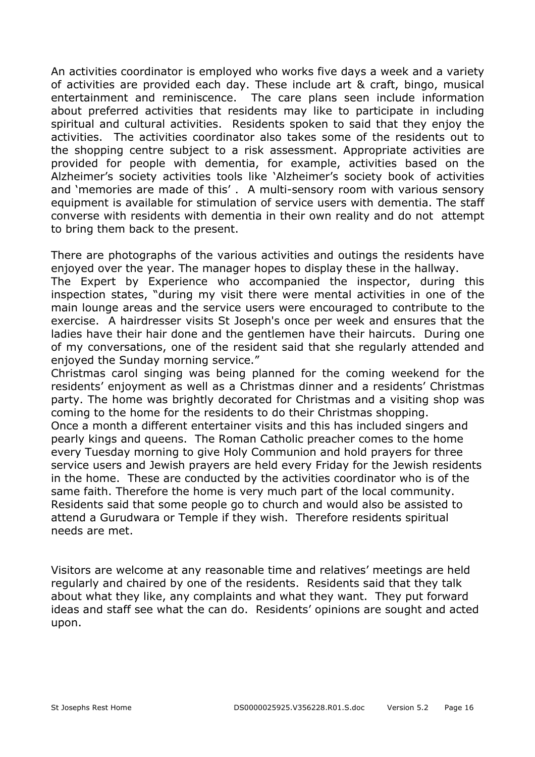An activities coordinator is employed who works five days a week and a variety of activities are provided each day. These include art & craft, bingo, musical entertainment and reminiscence. The care plans seen include information about preferred activities that residents may like to participate in including spiritual and cultural activities. Residents spoken to said that they enjoy the activities. The activities coordinator also takes some of the residents out to the shopping centre subject to a risk assessment. Appropriate activities are provided for people with dementia, for example, activities based on the Alzheimer's society activities tools like 'Alzheimer's society book of activities and 'memories are made of this' . A multi-sensory room with various sensory equipment is available for stimulation of service users with dementia. The staff converse with residents with dementia in their own reality and do not attempt to bring them back to the present.

There are photographs of the various activities and outings the residents have enjoyed over the year. The manager hopes to display these in the hallway.
The Expert by Experience who accompanied the inspector, during this inspection states, "during my visit there were mental activities in one of the main lounge areas and the service users were encouraged to contribute to the exercise. A hairdresser visits St Joseph's once per week and ensures that the ladies have their hair done and the gentlemen have their haircuts. During one of my conversations, one of the resident said that she regularly attended and enjoyed the Sunday morning service."
Christmas carol singing was being planned for the coming weekend for the residents' enjoyment as well as a Christmas dinner and a residents' Christmas party. The home was brightly decorated for Christmas and a visiting shop was coming to the home for the residents to do their Christmas shopping.
Once a month a different entertainer visits and this has included singers and pearly kings and queens. The Roman Catholic preacher comes to the home every Tuesday morning to give Holy Communion and hold prayers for three service users and Jewish prayers are held every Friday for the Jewish residents in the home. These are conducted by the activities coordinator who is of the same faith. Therefore the home is very much part of the local community. Residents said that some people go to church and would also be assisted to attend a Gurudwara or Temple if they wish. Therefore residents spiritual needs are met.

Visitors are welcome at any reasonable time and relatives' meetings are held regularly and chaired by one of the residents. Residents said that they talk about what they like, any complaints and what they want. They put forward ideas and staff see what the can do. Residents' opinions are sought and acted upon.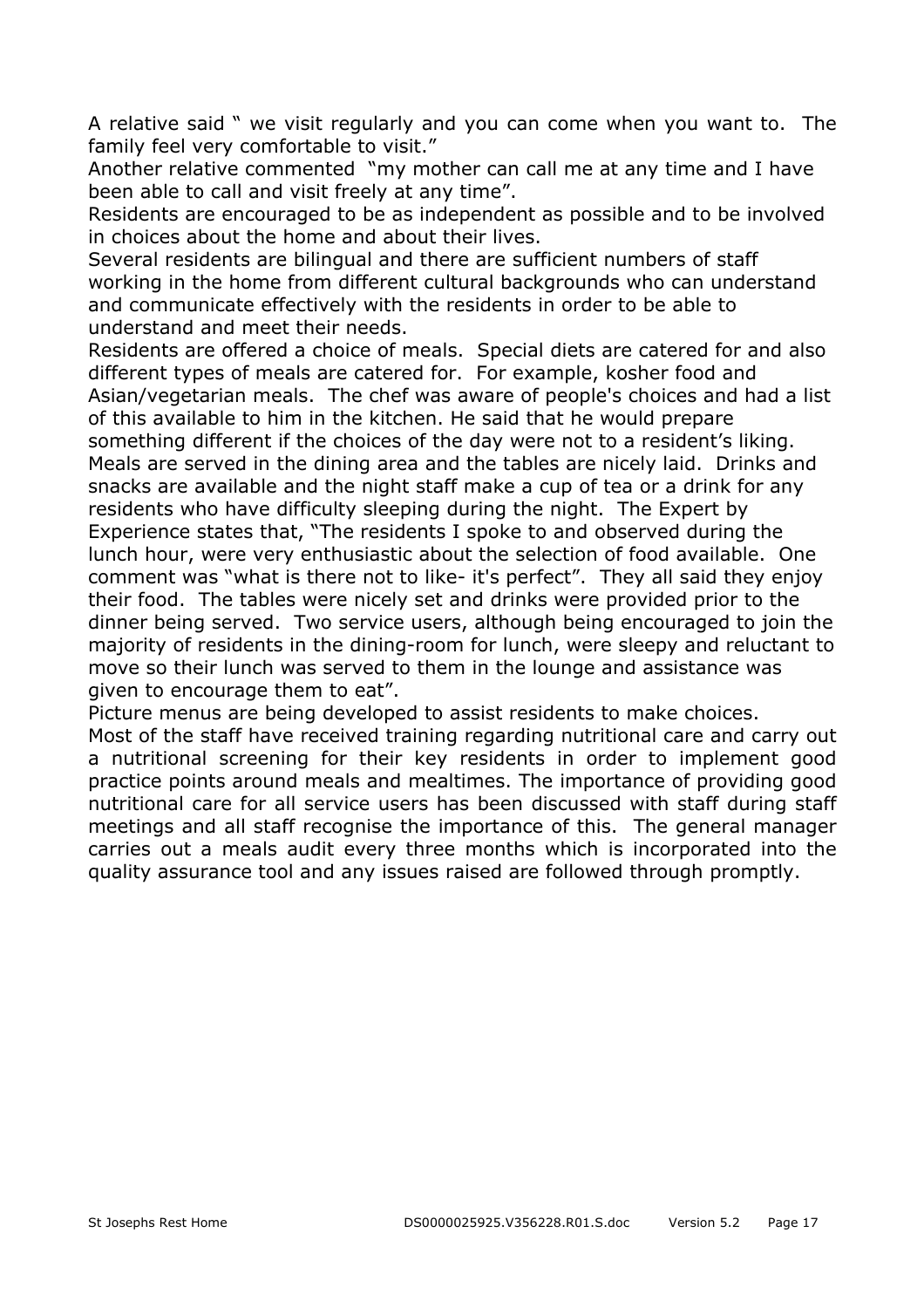A relative said " we visit regularly and you can come when you want to. The family feel very comfortable to visit."

Another relative commented "my mother can call me at any time and I have been able to call and visit freely at any time".

Residents are encouraged to be as independent as possible and to be involved in choices about the home and about their lives.

Several residents are bilingual and there are sufficient numbers of staff working in the home from different cultural backgrounds who can understand and communicate effectively with the residents in order to be able to understand and meet their needs.

Residents are offered a choice of meals. Special diets are catered for and also different types of meals are catered for. For example, kosher food and Asian/vegetarian meals. The chef was aware of people's choices and had a list of this available to him in the kitchen. He said that he would prepare something different if the choices of the day were not to a resident's liking. Meals are served in the dining area and the tables are nicely laid. Drinks and snacks are available and the night staff make a cup of tea or a drink for any residents who have difficulty sleeping during the night. The Expert by Experience states that, "The residents I spoke to and observed during the lunch hour, were very enthusiastic about the selection of food available. One comment was "what is there not to like- it's perfect". They all said they enjoy their food. The tables were nicely set and drinks were provided prior to the dinner being served. Two service users, although being encouraged to join the majority of residents in the dining-room for lunch, were sleepy and reluctant to move so their lunch was served to them in the lounge and assistance was given to encourage them to eat".

Picture menus are being developed to assist residents to make choices.

Most of the staff have received training regarding nutritional care and carry out a nutritional screening for their key residents in order to implement good practice points around meals and mealtimes. The importance of providing good nutritional care for all service users has been discussed with staff during staff meetings and all staff recognise the importance of this. The general manager carries out a meals audit every three months which is incorporated into the quality assurance tool and any issues raised are followed through promptly.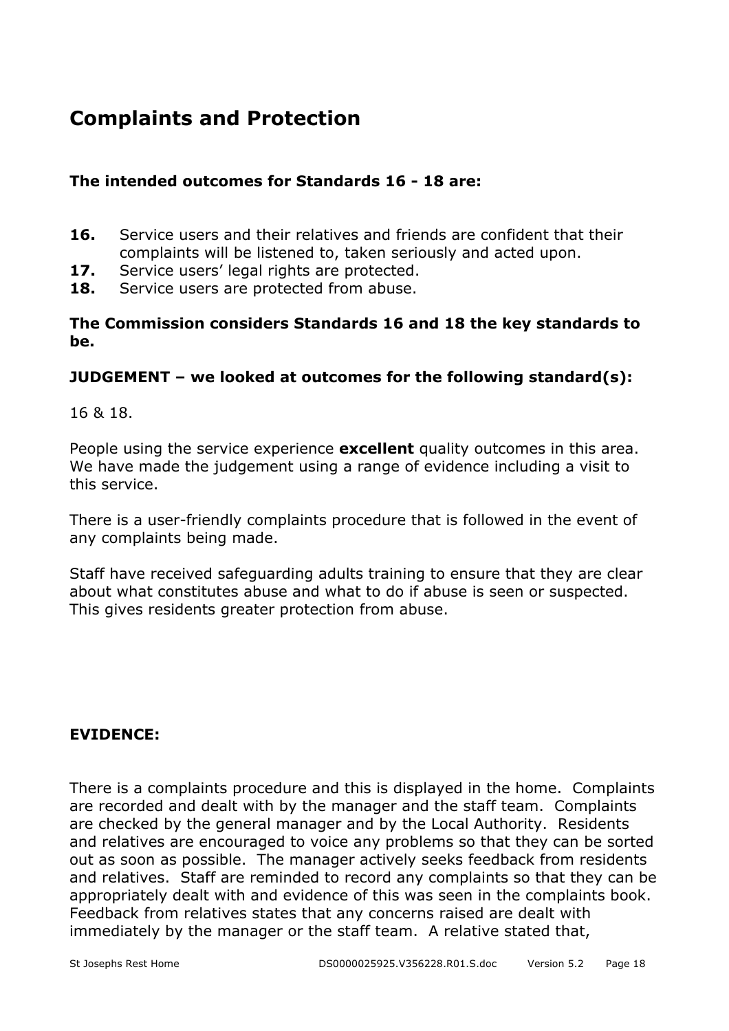## Complaints and Protection

**The intended outcomes for Standards 16 - 18 are:**

**16.** Service users and their relatives and friends are confident that their complaints will be listened to, taken seriously and acted upon.
**17.** Service users' legal rights are protected.
**18.** Service users are protected from abuse.

**The Commission considers Standards 16 and 18 the key standards to be.**

**JUDGEMENT – we looked at outcomes for the following standard(s):**

16 & 18.

People using the service experience **excellent** quality outcomes in this area. We have made the judgement using a range of evidence including a visit to this service.

There is a user-friendly complaints procedure that is followed in the event of any complaints being made.

Staff have received safeguarding adults training to ensure that they are clear about what constitutes abuse and what to do if abuse is seen or suspected. This gives residents greater protection from abuse.

**EVIDENCE:**

There is a complaints procedure and this is displayed in the home. Complaints are recorded and dealt with by the manager and the staff team. Complaints are checked by the general manager and by the Local Authority. Residents and relatives are encouraged to voice any problems so that they can be sorted out as soon as possible. The manager actively seeks feedback from residents and relatives. Staff are reminded to record any complaints so that they can be appropriately dealt with and evidence of this was seen in the complaints book. Feedback from relatives states that any concerns raised are dealt with immediately by the manager or the staff team. A relative stated that,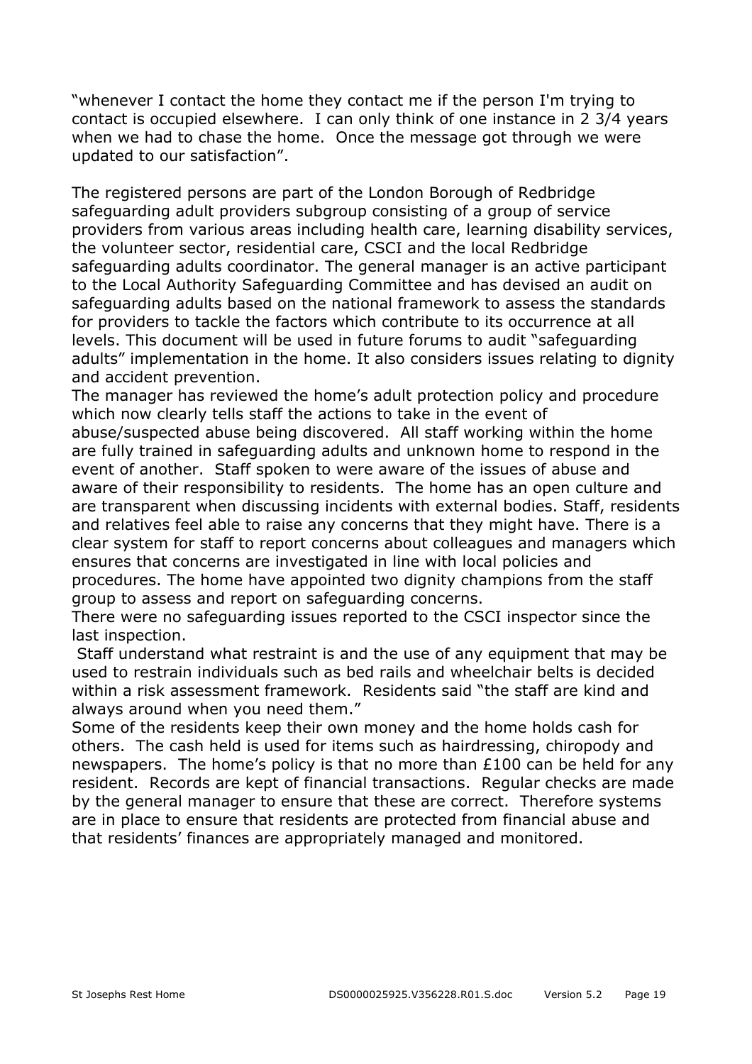"whenever I contact the home they contact me if the person I'm trying to contact is occupied elsewhere. I can only think of one instance in 2 3/4 years when we had to chase the home. Once the message got through we were updated to our satisfaction".

The registered persons are part of the London Borough of Redbridge safeguarding adult providers subgroup consisting of a group of service providers from various areas including health care, learning disability services, the volunteer sector, residential care, CSCI and the local Redbridge safeguarding adults coordinator. The general manager is an active participant to the Local Authority Safeguarding Committee and has devised an audit on safeguarding adults based on the national framework to assess the standards for providers to tackle the factors which contribute to its occurrence at all levels. This document will be used in future forums to audit "safeguarding adults" implementation in the home. It also considers issues relating to dignity and accident prevention.

The manager has reviewed the home's adult protection policy and procedure which now clearly tells staff the actions to take in the event of abuse/suspected abuse being discovered. All staff working within the home are fully trained in safeguarding adults and unknown home to respond in the event of another. Staff spoken to were aware of the issues of abuse and aware of their responsibility to residents. The home has an open culture and are transparent when discussing incidents with external bodies. Staff, residents and relatives feel able to raise any concerns that they might have. There is a clear system for staff to report concerns about colleagues and managers which ensures that concerns are investigated in line with local policies and procedures. The home have appointed two dignity champions from the staff group to assess and report on safeguarding concerns.

There were no safeguarding issues reported to the CSCI inspector since the last inspection.

Staff understand what restraint is and the use of any equipment that may be used to restrain individuals such as bed rails and wheelchair belts is decided within a risk assessment framework. Residents said "the staff are kind and always around when you need them."

Some of the residents keep their own money and the home holds cash for others. The cash held is used for items such as hairdressing, chiropody and newspapers. The home's policy is that no more than £100 can be held for any resident. Records are kept of financial transactions. Regular checks are made by the general manager to ensure that these are correct. Therefore systems are in place to ensure that residents are protected from financial abuse and that residents' finances are appropriately managed and monitored.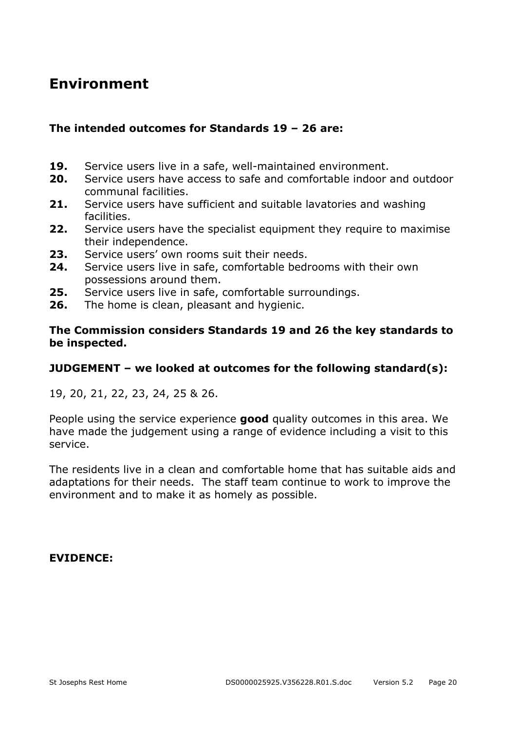# Environment

**The intended outcomes for Standards 19 – 26 are:**

**19.** Service users live in a safe, well-maintained environment.
**20.** Service users have access to safe and comfortable indoor and outdoor communal facilities.
**21.** Service users have sufficient and suitable lavatories and washing facilities.
**22.** Service users have the specialist equipment they require to maximise their independence.
**23.** Service users' own rooms suit their needs.
**24.** Service users live in safe, comfortable bedrooms with their own possessions around them.
**25.** Service users live in safe, comfortable surroundings.
**26.** The home is clean, pleasant and hygienic.

**The Commission considers Standards 19 and 26 the key standards to be inspected.**

**JUDGEMENT – we looked at outcomes for the following standard(s):**

19, 20, 21, 22, 23, 24, 25 & 26.

People using the service experience **good** quality outcomes in this area. We have made the judgement using a range of evidence including a visit to this service.

The residents live in a clean and comfortable home that has suitable aids and adaptations for their needs. The staff team continue to work to improve the environment and to make it as homely as possible.

**EVIDENCE:**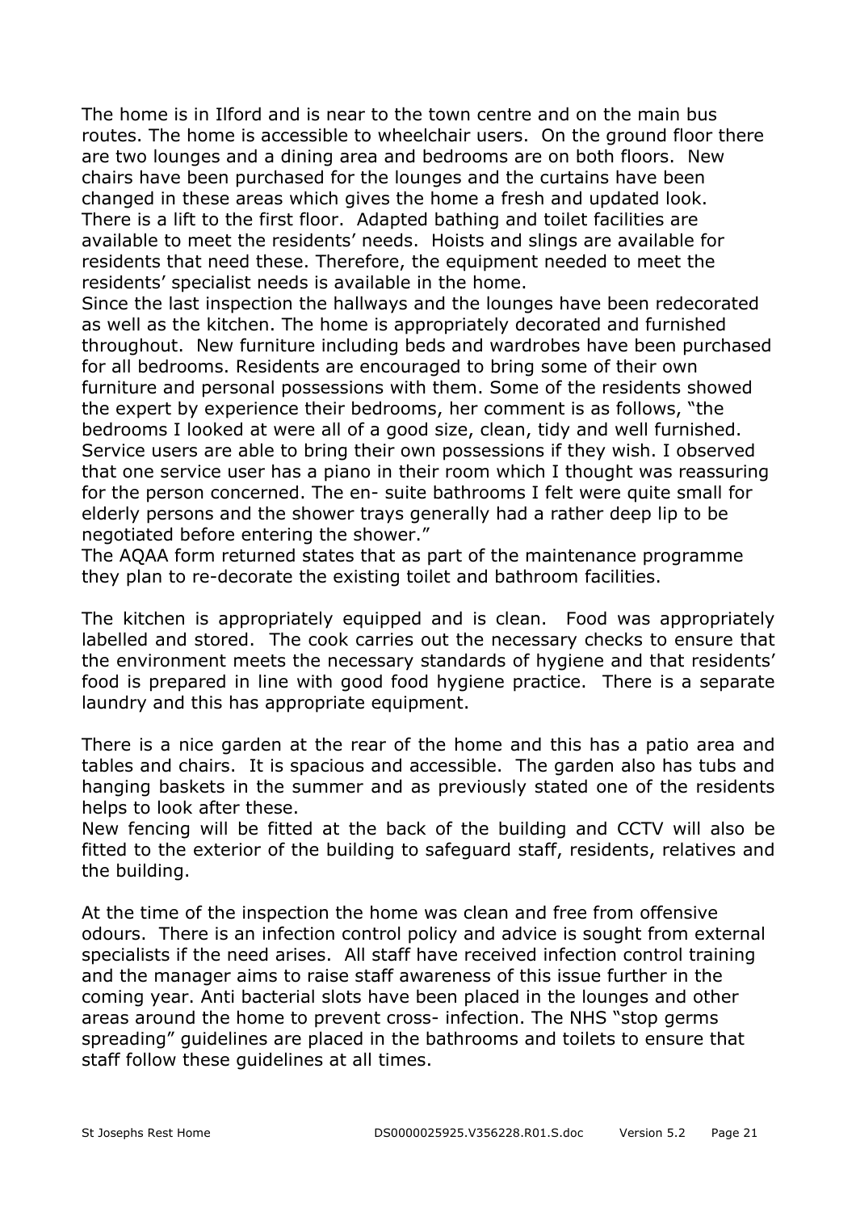The home is in Ilford and is near to the town centre and on the main bus routes. The home is accessible to wheelchair users. On the ground floor there are two lounges and a dining area and bedrooms are on both floors. New chairs have been purchased for the lounges and the curtains have been changed in these areas which gives the home a fresh and updated look. There is a lift to the first floor. Adapted bathing and toilet facilities are available to meet the residents' needs. Hoists and slings are available for residents that need these. Therefore, the equipment needed to meet the residents' specialist needs is available in the home.

Since the last inspection the hallways and the lounges have been redecorated as well as the kitchen. The home is appropriately decorated and furnished throughout. New furniture including beds and wardrobes have been purchased for all bedrooms. Residents are encouraged to bring some of their own furniture and personal possessions with them. Some of the residents showed the expert by experience their bedrooms, her comment is as follows, "the bedrooms I looked at were all of a good size, clean, tidy and well furnished. Service users are able to bring their own possessions if they wish. I observed that one service user has a piano in their room which I thought was reassuring for the person concerned. The en- suite bathrooms I felt were quite small for elderly persons and the shower trays generally had a rather deep lip to be negotiated before entering the shower."

The AQAA form returned states that as part of the maintenance programme they plan to re-decorate the existing toilet and bathroom facilities.

The kitchen is appropriately equipped and is clean. Food was appropriately labelled and stored. The cook carries out the necessary checks to ensure that the environment meets the necessary standards of hygiene and that residents' food is prepared in line with good food hygiene practice. There is a separate laundry and this has appropriate equipment.

There is a nice garden at the rear of the home and this has a patio area and tables and chairs. It is spacious and accessible. The garden also has tubs and hanging baskets in the summer and as previously stated one of the residents helps to look after these.

New fencing will be fitted at the back of the building and CCTV will also be fitted to the exterior of the building to safeguard staff, residents, relatives and the building.

At the time of the inspection the home was clean and free from offensive odours. There is an infection control policy and advice is sought from external specialists if the need arises. All staff have received infection control training and the manager aims to raise staff awareness of this issue further in the coming year. Anti bacterial slots have been placed in the lounges and other areas around the home to prevent cross- infection. The NHS "stop germs spreading" guidelines are placed in the bathrooms and toilets to ensure that staff follow these guidelines at all times.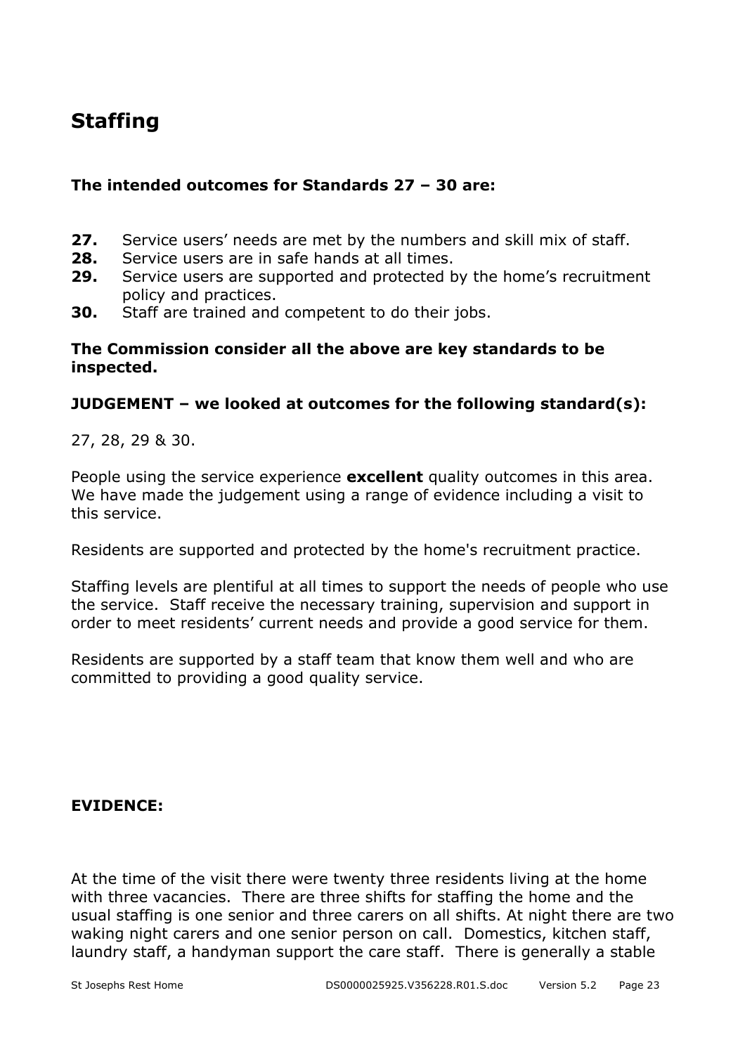## Staffing

**The intended outcomes for Standards 27 – 30 are:**

**27.** Service users' needs are met by the numbers and skill mix of staff.
**28.** Service users are in safe hands at all times.
**29.** Service users are supported and protected by the home's recruitment policy and practices.
**30.** Staff are trained and competent to do their jobs.

**The Commission consider all the above are key standards to be inspected.**

**JUDGEMENT – we looked at outcomes for the following standard(s):**

27, 28, 29 & 30.

People using the service experience **excellent** quality outcomes in this area. We have made the judgement using a range of evidence including a visit to this service.

Residents are supported and protected by the home's recruitment practice.

Staffing levels are plentiful at all times to support the needs of people who use the service. Staff receive the necessary training, supervision and support in order to meet residents' current needs and provide a good service for them.

Residents are supported by a staff team that know them well and who are committed to providing a good quality service.

**EVIDENCE:**

At the time of the visit there were twenty three residents living at the home with three vacancies. There are three shifts for staffing the home and the usual staffing is one senior and three carers on all shifts. At night there are two waking night carers and one senior person on call. Domestics, kitchen staff, laundry staff, a handyman support the care staff. There is generally a stable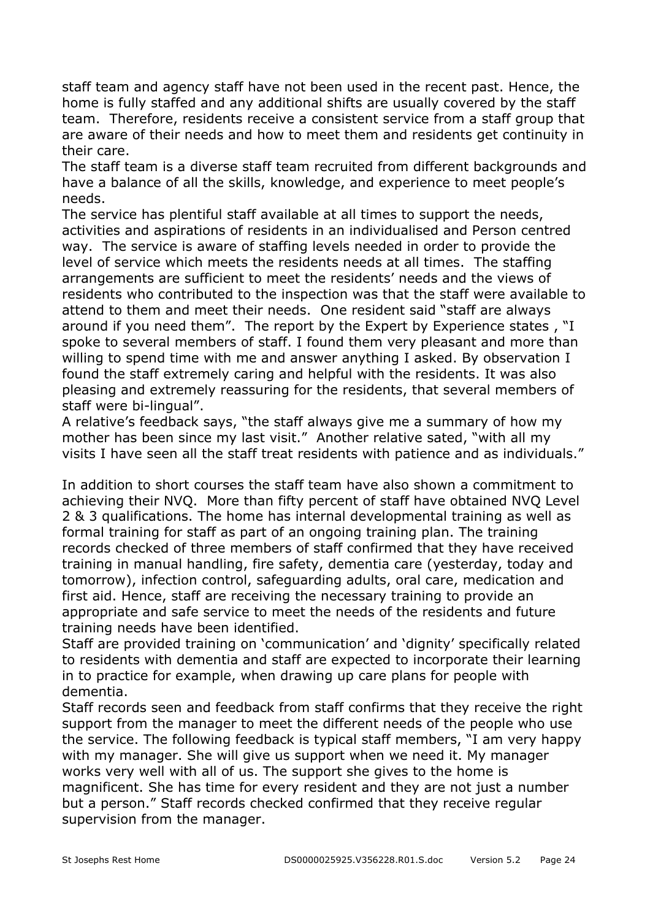staff team and agency staff have not been used in the recent past. Hence, the home is fully staffed and any additional shifts are usually covered by the staff team. Therefore, residents receive a consistent service from a staff group that are aware of their needs and how to meet them and residents get continuity in their care.

The staff team is a diverse staff team recruited from different backgrounds and have a balance of all the skills, knowledge, and experience to meet people's needs.

The service has plentiful staff available at all times to support the needs, activities and aspirations of residents in an individualised and Person centred way. The service is aware of staffing levels needed in order to provide the level of service which meets the residents needs at all times. The staffing arrangements are sufficient to meet the residents' needs and the views of residents who contributed to the inspection was that the staff were available to attend to them and meet their needs. One resident said "staff are always around if you need them". The report by the Expert by Experience states , "I spoke to several members of staff. I found them very pleasant and more than willing to spend time with me and answer anything I asked. By observation I found the staff extremely caring and helpful with the residents. It was also pleasing and extremely reassuring for the residents, that several members of staff were bi-lingual".

A relative's feedback says, "the staff always give me a summary of how my mother has been since my last visit." Another relative sated, "with all my visits I have seen all the staff treat residents with patience and as individuals."

In addition to short courses the staff team have also shown a commitment to achieving their NVQ. More than fifty percent of staff have obtained NVQ Level 2 & 3 qualifications. The home has internal developmental training as well as formal training for staff as part of an ongoing training plan. The training records checked of three members of staff confirmed that they have received training in manual handling, fire safety, dementia care (yesterday, today and tomorrow), infection control, safeguarding adults, oral care, medication and first aid. Hence, staff are receiving the necessary training to provide an appropriate and safe service to meet the needs of the residents and future training needs have been identified.

Staff are provided training on 'communication' and 'dignity' specifically related to residents with dementia and staff are expected to incorporate their learning in to practice for example, when drawing up care plans for people with dementia.

Staff records seen and feedback from staff confirms that they receive the right support from the manager to meet the different needs of the people who use the service. The following feedback is typical staff members, "I am very happy with my manager. She will give us support when we need it. My manager works very well with all of us. The support she gives to the home is magnificent. She has time for every resident and they are not just a number but a person." Staff records checked confirmed that they receive regular supervision from the manager.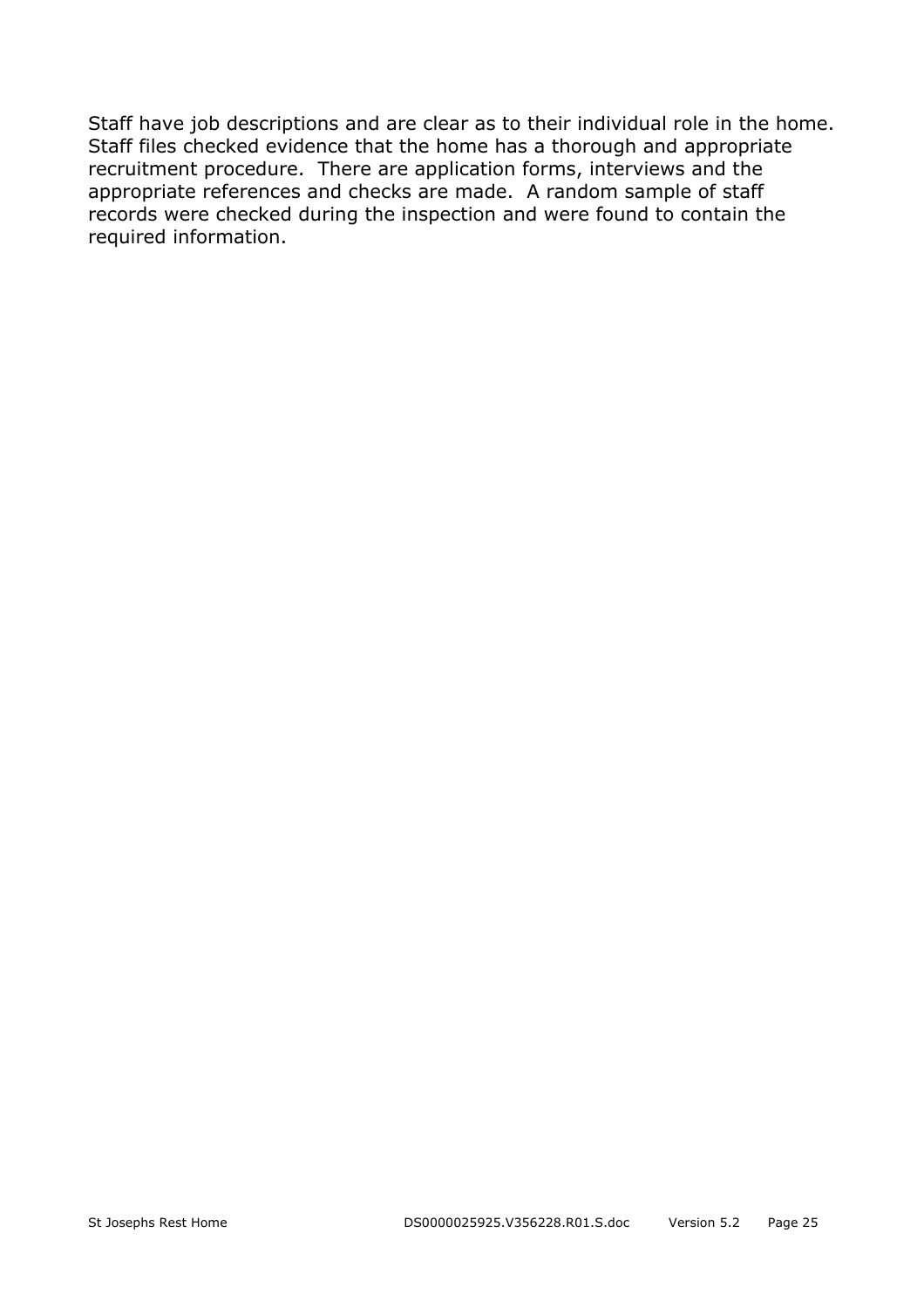Staff have job descriptions and are clear as to their individual role in the home. Staff files checked evidence that the home has a thorough and appropriate recruitment procedure. There are application forms, interviews and the appropriate references and checks are made. A random sample of staff records were checked during the inspection and were found to contain the required information.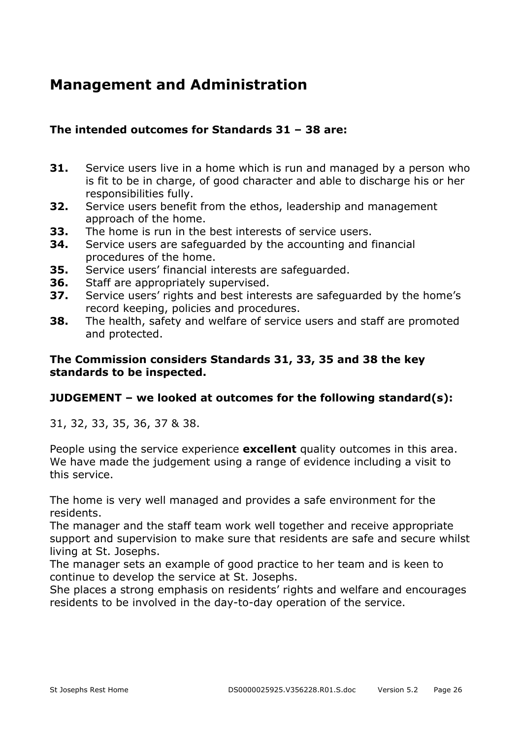## Management and Administration

**The intended outcomes for Standards 31 – 38 are:**

**31.** Service users live in a home which is run and managed by a person who is fit to be in charge, of good character and able to discharge his or her responsibilities fully.
**32.** Service users benefit from the ethos, leadership and management approach of the home.
**33.** The home is run in the best interests of service users.
**34.** Service users are safeguarded by the accounting and financial procedures of the home.
**35.** Service users' financial interests are safeguarded.
**36.** Staff are appropriately supervised.
**37.** Service users' rights and best interests are safeguarded by the home's record keeping, policies and procedures.
**38.** The health, safety and welfare of service users and staff are promoted and protected.

**The Commission considers Standards 31, 33, 35 and 38 the key standards to be inspected.**

**JUDGEMENT – we looked at outcomes for the following standard(s):**

31, 32, 33, 35, 36, 37 & 38.

People using the service experience **excellent** quality outcomes in this area. We have made the judgement using a range of evidence including a visit to this service.

The home is very well managed and provides a safe environment for the residents.
The manager and the staff team work well together and receive appropriate support and supervision to make sure that residents are safe and secure whilst living at St. Josephs.
The manager sets an example of good practice to her team and is keen to continue to develop the service at St. Josephs.
She places a strong emphasis on residents' rights and welfare and encourages residents to be involved in the day-to-day operation of the service.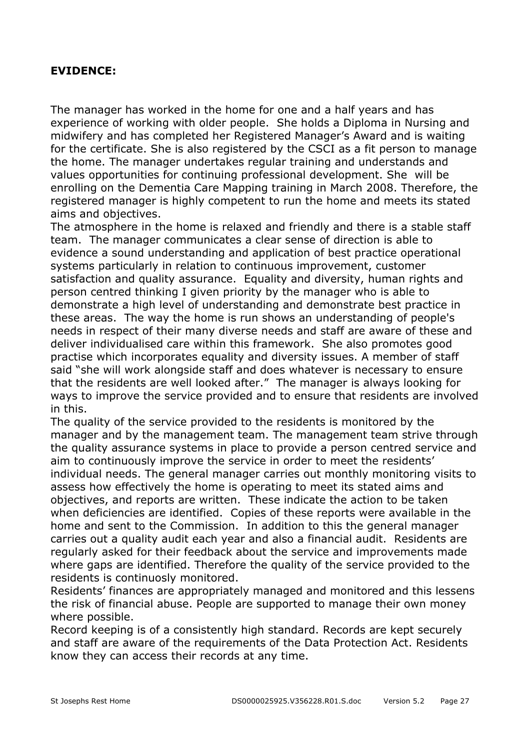**EVIDENCE:**

The manager has worked in the home for one and a half years and has experience of working with older people. She holds a Diploma in Nursing and midwifery and has completed her Registered Manager's Award and is waiting for the certificate. She is also registered by the CSCI as a fit person to manage the home. The manager undertakes regular training and understands and values opportunities for continuing professional development. She will be enrolling on the Dementia Care Mapping training in March 2008. Therefore, the registered manager is highly competent to run the home and meets its stated aims and objectives.

The atmosphere in the home is relaxed and friendly and there is a stable staff team. The manager communicates a clear sense of direction is able to evidence a sound understanding and application of best practice operational systems particularly in relation to continuous improvement, customer satisfaction and quality assurance. Equality and diversity, human rights and person centred thinking I given priority by the manager who is able to demonstrate a high level of understanding and demonstrate best practice in these areas. The way the home is run shows an understanding of people's needs in respect of their many diverse needs and staff are aware of these and deliver individualised care within this framework. She also promotes good practise which incorporates equality and diversity issues. A member of staff said "she will work alongside staff and does whatever is necessary to ensure that the residents are well looked after." The manager is always looking for ways to improve the service provided and to ensure that residents are involved in this.

The quality of the service provided to the residents is monitored by the manager and by the management team. The management team strive through the quality assurance systems in place to provide a person centred service and aim to continuously improve the service in order to meet the residents' individual needs. The general manager carries out monthly monitoring visits to assess how effectively the home is operating to meet its stated aims and objectives, and reports are written. These indicate the action to be taken when deficiencies are identified. Copies of these reports were available in the home and sent to the Commission. In addition to this the general manager carries out a quality audit each year and also a financial audit. Residents are regularly asked for their feedback about the service and improvements made where gaps are identified. Therefore the quality of the service provided to the residents is continuosly monitored.

Residents' finances are appropriately managed and monitored and this lessens the risk of financial abuse. People are supported to manage their own money where possible.

Record keeping is of a consistently high standard. Records are kept securely and staff are aware of the requirements of the Data Protection Act. Residents know they can access their records at any time.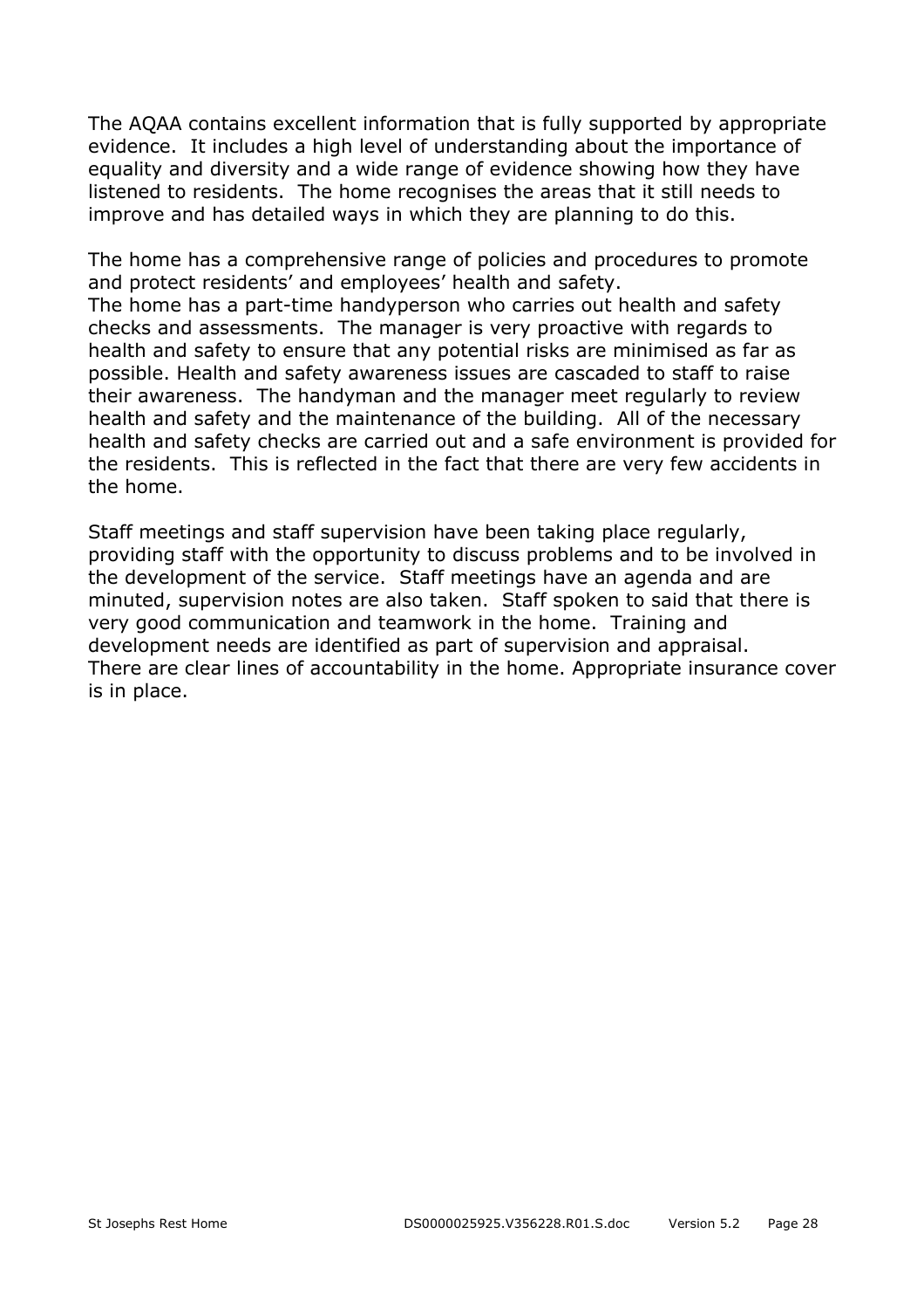The AQAA contains excellent information that is fully supported by appropriate evidence. It includes a high level of understanding about the importance of equality and diversity and a wide range of evidence showing how they have listened to residents. The home recognises the areas that it still needs to improve and has detailed ways in which they are planning to do this.

The home has a comprehensive range of policies and procedures to promote and protect residents' and employees' health and safety.
The home has a part-time handyperson who carries out health and safety checks and assessments. The manager is very proactive with regards to health and safety to ensure that any potential risks are minimised as far as possible. Health and safety awareness issues are cascaded to staff to raise their awareness. The handyman and the manager meet regularly to review health and safety and the maintenance of the building. All of the necessary health and safety checks are carried out and a safe environment is provided for the residents. This is reflected in the fact that there are very few accidents in the home.

Staff meetings and staff supervision have been taking place regularly, providing staff with the opportunity to discuss problems and to be involved in the development of the service. Staff meetings have an agenda and are minuted, supervision notes are also taken. Staff spoken to said that there is very good communication and teamwork in the home. Training and development needs are identified as part of supervision and appraisal.
There are clear lines of accountability in the home. Appropriate insurance cover is in place.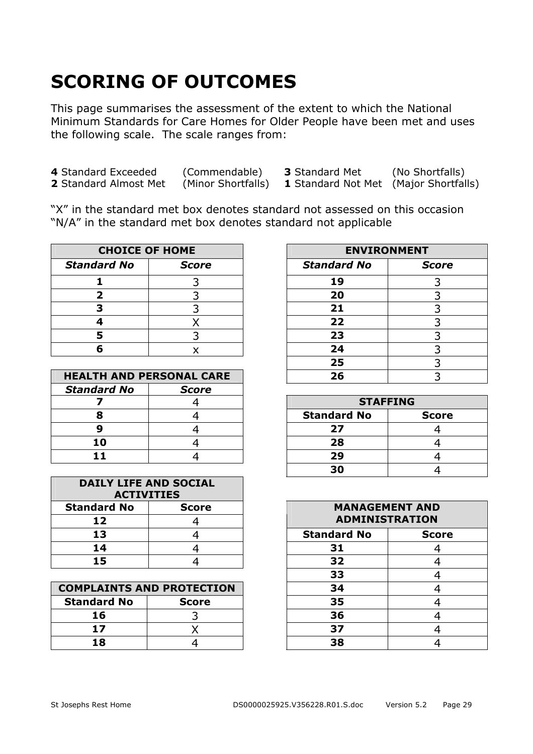# SCORING OF OUTCOMES

This page summarises the assessment of the extent to which the National Minimum Standards for Care Homes for Older People have been met and uses the following scale. The scale ranges from:

**4** Standard Exceeded (Commendable) **3** Standard Met (No Shortfalls)
**2** Standard Almost Met (Minor Shortfalls) **1** Standard Not Met (Major Shortfalls)

"X" in the standard met box denotes standard not assessed on this occasion
"N/A" in the standard met box denotes standard not applicable

| CHOICE OF HOME | |
|---|---|
| ***Standard No*** | ***Score*** |
| **1** | 3 |
| **2** | 3 |
| **3** | 3 |
| **4** | X |
| **5** | 3 |
| **6** | x |

| HEALTH AND PERSONAL CARE | |
|---|---|
| ***Standard No*** | ***Score*** |
| **7** | 4 |
| **8** | 4 |
| **9** | 4 |
| **10** | 4 |
| **11** | 4 |

| DAILY LIFE AND SOCIAL ACTIVITIES | |
|---|---|
| **Standard No** | **Score** |
| **12** | 4 |
| **13** | 4 |
| **14** | 4 |
| **15** | 4 |

| COMPLAINTS AND PROTECTION | |
|---|---|
| **Standard No** | **Score** |
| **16** | 3 |
| **17** | X |
| **18** | 4 |

| ENVIRONMENT | |
|---|---|
| ***Standard No*** | ***Score*** |
| **19** | 3 |
| **20** | 3 |
| **21** | 3 |
| **22** | 3 |
| **23** | 3 |
| **24** | 3 |
| **25** | 3 |
| **26** | 3 |

| STAFFING | |
|---|---|
| **Standard No** | **Score** |
| **27** | 4 |
| **28** | 4 |
| **29** | 4 |
| **30** | 4 |

| MANAGEMENT AND ADMINISTRATION | |
|---|---|
| **Standard No** | **Score** |
| **31** | 4 |
| **32** | 4 |
| **33** | 4 |
| **34** | 4 |
| **35** | 4 |
| **36** | 4 |
| **37** | 4 |
| **38** | 4 |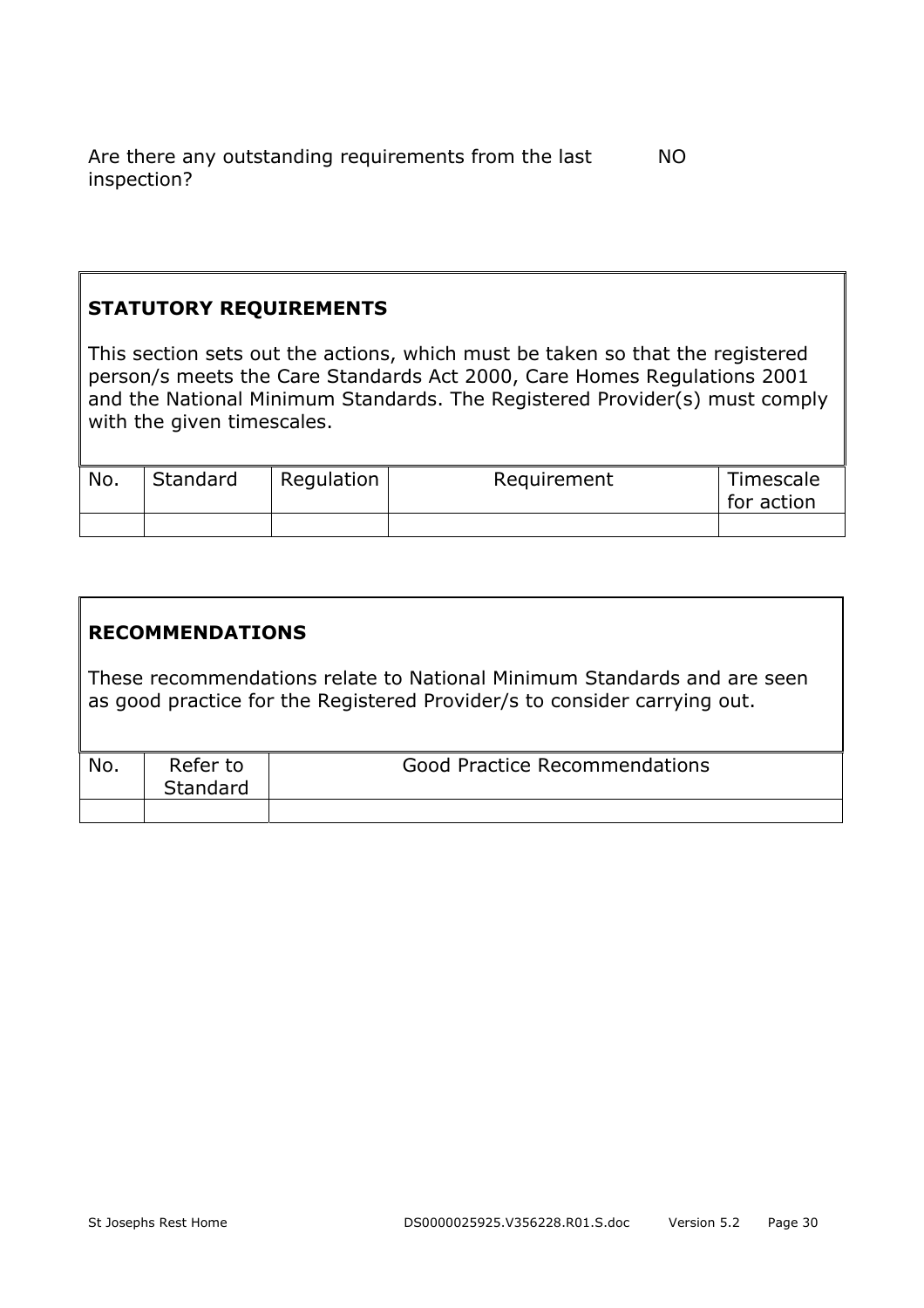Are there any outstanding requirements from the last inspection? NO

## STATUTORY REQUIREMENTS

This section sets out the actions, which must be taken so that the registered person/s meets the Care Standards Act 2000, Care Homes Regulations 2001 and the National Minimum Standards. The Registered Provider(s) must comply with the given timescales.

| No. | Standard | Regulation | Requirement | Timescale for action |
|---|---|---|---|---|
| | | | | |

## RECOMMENDATIONS

These recommendations relate to National Minimum Standards and are seen as good practice for the Registered Provider/s to consider carrying out.

| No. | Refer to Standard | Good Practice Recommendations |
|---|---|---|
| | | |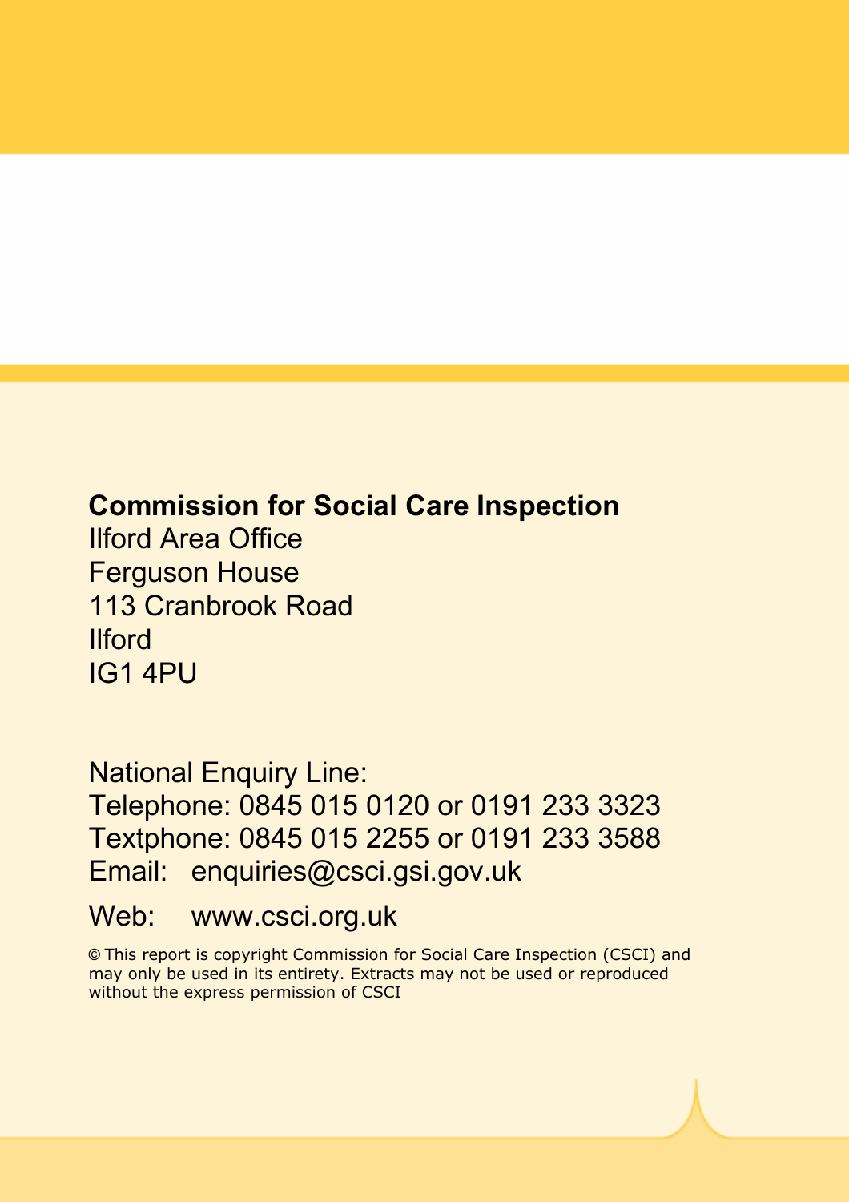**Commission for Social Care Inspection**
Ilford Area Office
Ferguson House
113 Cranbrook Road
Ilford
IG1 4PU

National Enquiry Line:
Telephone: 0845 015 0120 or 0191 233 3323
Textphone: 0845 015 2255 or 0191 233 3588
Email: enquiries@csci.gsi.gov.uk

Web: www.csci.org.uk

© This report is copyright Commission for Social Care Inspection (CSCI) and may only be used in its entirety. Extracts may not be used or reproduced without the express permission of CSCI